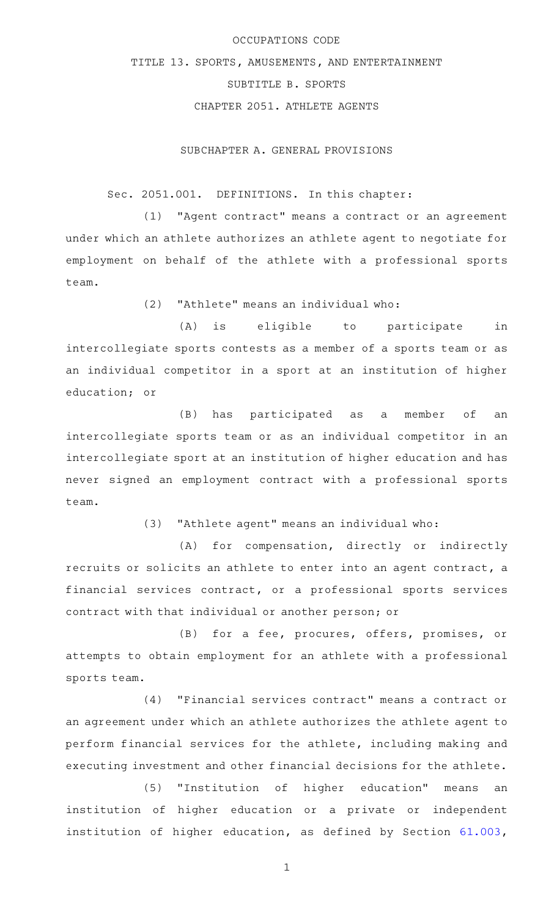# OCCUPATIONS CODE

## TITLE 13. SPORTS, AMUSEMENTS, AND ENTERTAINMENT

## SUBTITLE B. SPORTS

## CHAPTER 2051. ATHLETE AGENTS

### SUBCHAPTER A. GENERAL PROVISIONS

Sec. 2051.001. DEFINITIONS. In this chapter:

(1) "Agent contract" means a contract or an agreement under which an athlete authorizes an athlete agent to negotiate for employment on behalf of the athlete with a professional sports team.

(2) "Athlete" means an individual who:

(A) is eligible to participate in intercollegiate sports contests as a member of a sports team or as an individual competitor in a sport at an institution of higher education; or

(B) has participated as a member of an intercollegiate sports team or as an individual competitor in an intercollegiate sport at an institution of higher education and has never signed an employment contract with a professional sports team.

(3) "Athlete agent" means an individual who:

(A) for compensation, directly or indirectly recruits or solicits an athlete to enter into an agent contract, a financial services contract, or a professional sports services contract with that individual or another person; or

(B) for a fee, procures, offers, promises, or attempts to obtain employment for an athlete with a professional sports team.

(4) "Financial services contract" means a contract or an agreement under which an athlete authorizes the athlete agent to perform financial services for the athlete, including making and executing investment and other financial decisions for the athlete.

(5) "Institution of higher education" means an institution of higher education or a private or independent institution of higher education, as defined by Section 61.003,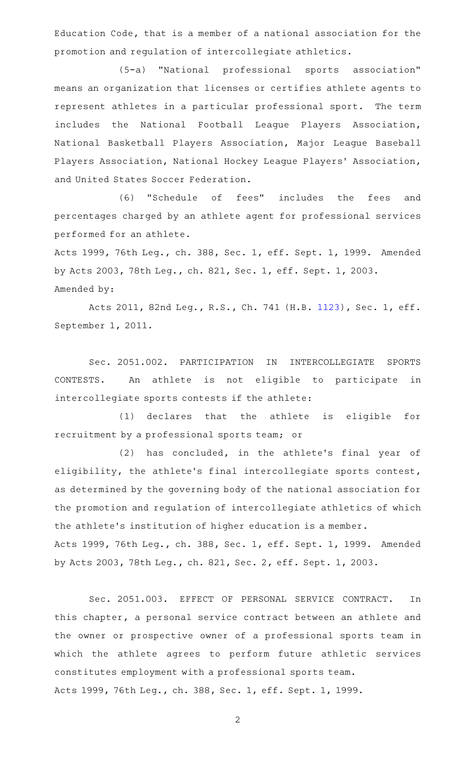Education Code, that is a member of a national association for the promotion and regulation of intercollegiate athletics.

(5-a) "National professional sports association" means an organization that licenses or certifies athlete agents to represent athletes in a particular professional sport. The term includes the National Football League Players Association, National Basketball Players Association, Major League Baseball Players Association, National Hockey League Players' Association, and United States Soccer Federation.

(6) "Schedule of fees" includes the fees and percentages charged by an athlete agent for professional services performed for an athlete.

Acts 1999, 76th Leg., ch. 388, Sec. 1, eff. Sept. 1, 1999. Amended by Acts 2003, 78th Leg., ch. 821, Sec. 1, eff. Sept. 1, 2003.

Amended by:

Acts 2011, 82nd Leg., R.S., Ch. 741 (H.B. 1123), Sec. 1, eff. September 1, 2011.

Sec. 2051.002. PARTICIPATION IN INTERCOLLEGIATE SPORTS CONTESTS. An athlete is not eligible to participate in intercollegiate sports contests if the athlete:

(1) declares that the athlete is eligible for recruitment by a professional sports team; or

(2) has concluded, in the athlete's final year of eligibility, the athlete's final intercollegiate sports contest, as determined by the governing body of the national association for the promotion and regulation of intercollegiate athletics of which the athlete's institution of higher education is a member.

Acts 1999, 76th Leg., ch. 388, Sec. 1, eff. Sept. 1, 1999. Amended by Acts 2003, 78th Leg., ch. 821, Sec. 2, eff. Sept. 1, 2003.

Sec. 2051.003. EFFECT OF PERSONAL SERVICE CONTRACT. In this chapter, a personal service contract between an athlete and the owner or prospective owner of a professional sports team in which the athlete agrees to perform future athletic services constitutes employment with a professional sports team.

Acts 1999, 76th Leg., ch. 388, Sec. 1, eff. Sept. 1, 1999.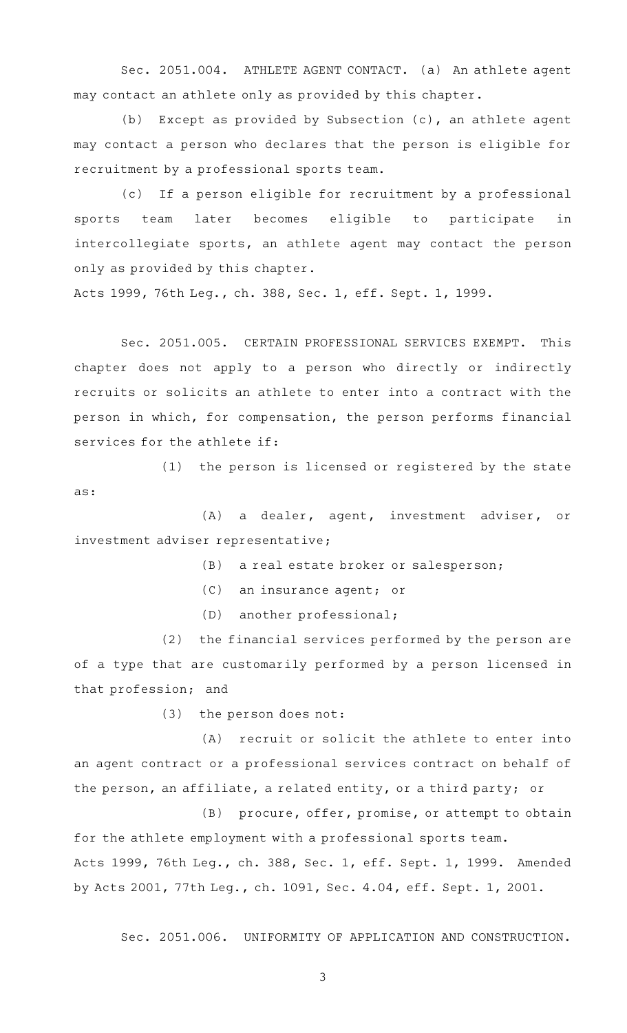Sec. 2051.004. ATHLETE AGENT CONTACT. (a) An athlete agent may contact an athlete only as provided by this chapter.

(b) Except as provided by Subsection (c), an athlete agent may contact a person who declares that the person is eligible for recruitment by a professional sports team.

(c) If a person eligible for recruitment by a professional sports team later becomes eligible to participate in intercollegiate sports, an athlete agent may contact the person only as provided by this chapter.

Acts 1999, 76th Leg., ch. 388, Sec. 1, eff. Sept. 1, 1999.

Sec. 2051.005. CERTAIN PROFESSIONAL SERVICES EXEMPT. This chapter does not apply to a person who directly or indirectly recruits or solicits an athlete to enter into a contract with the person in which, for compensation, the person performs financial services for the athlete if:

(1) the person is licensed or registered by the state as:

(A) a dealer, agent, investment adviser, or investment adviser representative;

(B) a real estate broker or salesperson;

(C) an insurance agent; or

(D) another professional;

(2) the financial services performed by the person are of a type that are customarily performed by a person licensed in that profession; and

(3) the person does not:

(A) recruit or solicit the athlete to enter into an agent contract or a professional services contract on behalf of the person, an affiliate, a related entity, or a third party; or

(B) procure, offer, promise, or attempt to obtain for the athlete employment with a professional sports team.

Acts 1999, 76th Leg., ch. 388, Sec. 1, eff. Sept. 1, 1999. Amended by Acts 2001, 77th Leg., ch. 1091, Sec. 4.04, eff. Sept. 1, 2001.

Sec. 2051.006. UNIFORMITY OF APPLICATION AND CONSTRUCTION.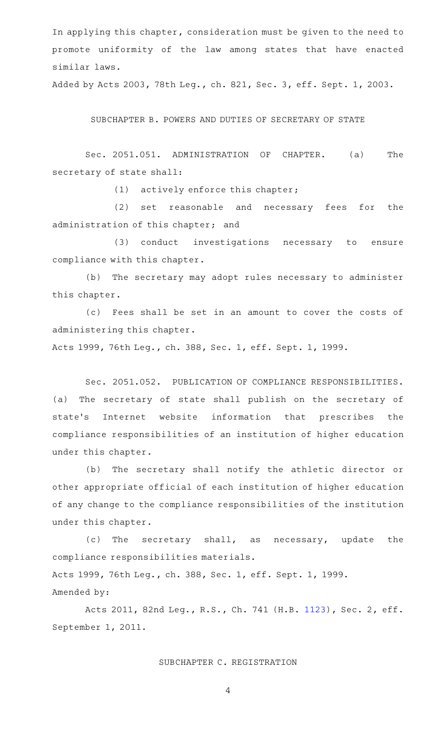In applying this chapter, consideration must be given to the need to promote uniformity of the law among states that have enacted similar laws.

Added by Acts 2003, 78th Leg., ch. 821, Sec. 3, eff. Sept. 1, 2003.

## SUBCHAPTER B. POWERS AND DUTIES OF SECRETARY OF STATE

Sec. 2051.051. ADMINISTRATION OF CHAPTER. (a) The secretary of state shall:

(1) actively enforce this chapter;

(2) set reasonable and necessary fees for the administration of this chapter; and

(3) conduct investigations necessary to ensure compliance with this chapter.

(b) The secretary may adopt rules necessary to administer this chapter.

(c) Fees shall be set in an amount to cover the costs of administering this chapter.

Acts 1999, 76th Leg., ch. 388, Sec. 1, eff. Sept. 1, 1999.

Sec. 2051.052. PUBLICATION OF COMPLIANCE RESPONSIBILITIES. (a) The secretary of state shall publish on the secretary of state's Internet website information that prescribes the compliance responsibilities of an institution of higher education under this chapter.

(b) The secretary shall notify the athletic director or other appropriate official of each institution of higher education of any change to the compliance responsibilities of the institution under this chapter.

(c) The secretary shall, as necessary, update the compliance responsibilities materials.

Acts 1999, 76th Leg., ch. 388, Sec. 1, eff. Sept. 1, 1999.

Amended by:

Acts 2011, 82nd Leg., R.S., Ch. 741 (H.B. 1123), Sec. 2, eff. September 1, 2011.

## SUBCHAPTER C. REGISTRATION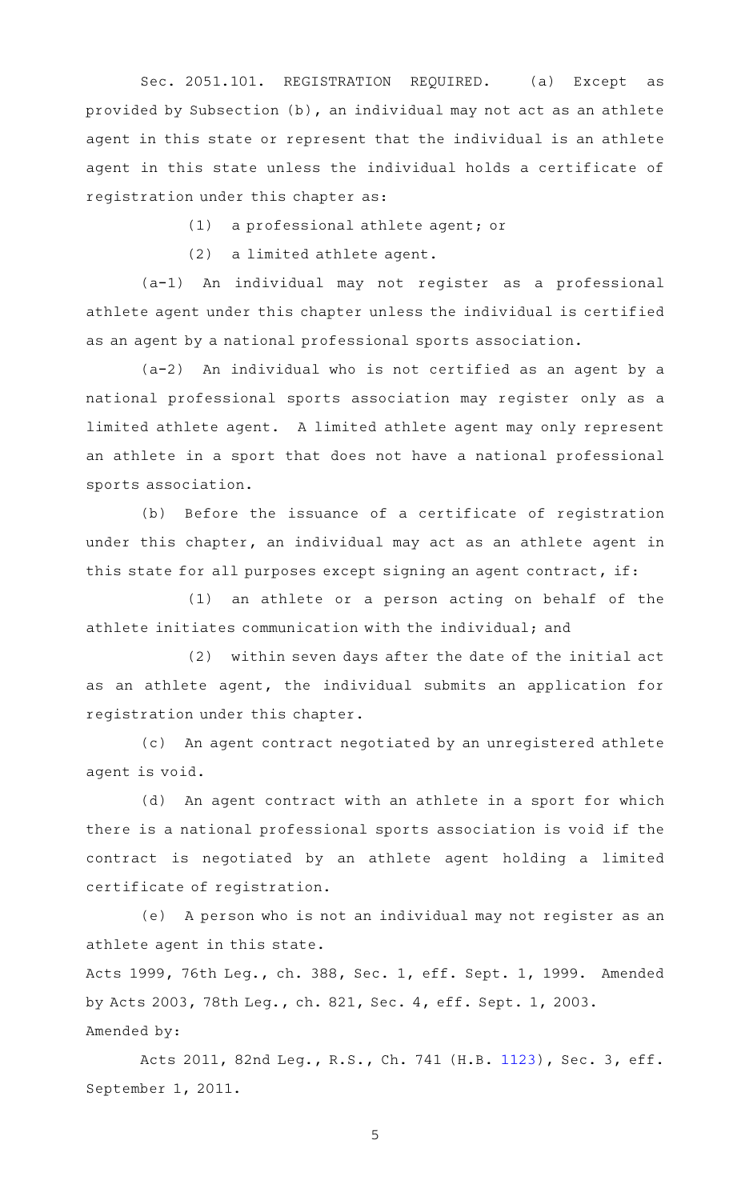Sec. 2051.101. REGISTRATION REQUIRED. (a) Except as provided by Subsection (b), an individual may not act as an athlete agent in this state or represent that the individual is an athlete agent in this state unless the individual holds a certificate of registration under this chapter as:

(1) a professional athlete agent; or

(2) a limited athlete agent.

(a-1) An individual may not register as a professional athlete agent under this chapter unless the individual is certified as an agent by a national professional sports association.

(a-2) An individual who is not certified as an agent by a national professional sports association may register only as a limited athlete agent. A limited athlete agent may only represent an athlete in a sport that does not have a national professional sports association.

(b) Before the issuance of a certificate of registration under this chapter, an individual may act as an athlete agent in this state for all purposes except signing an agent contract, if:

(1) an athlete or a person acting on behalf of the athlete initiates communication with the individual; and

(2) within seven days after the date of the initial act as an athlete agent, the individual submits an application for registration under this chapter.

(c) An agent contract negotiated by an unregistered athlete agent is void.

(d) An agent contract with an athlete in a sport for which there is a national professional sports association is void if the contract is negotiated by an athlete agent holding a limited certificate of registration.

(e) A person who is not an individual may not register as an athlete agent in this state.

Acts 1999, 76th Leg., ch. 388, Sec. 1, eff. Sept. 1, 1999. Amended by Acts 2003, 78th Leg., ch. 821, Sec. 4, eff. Sept. 1, 2003.

Amended by:

Acts 2011, 82nd Leg., R.S., Ch. 741 (H.B. 1123), Sec. 3, eff. September 1, 2011.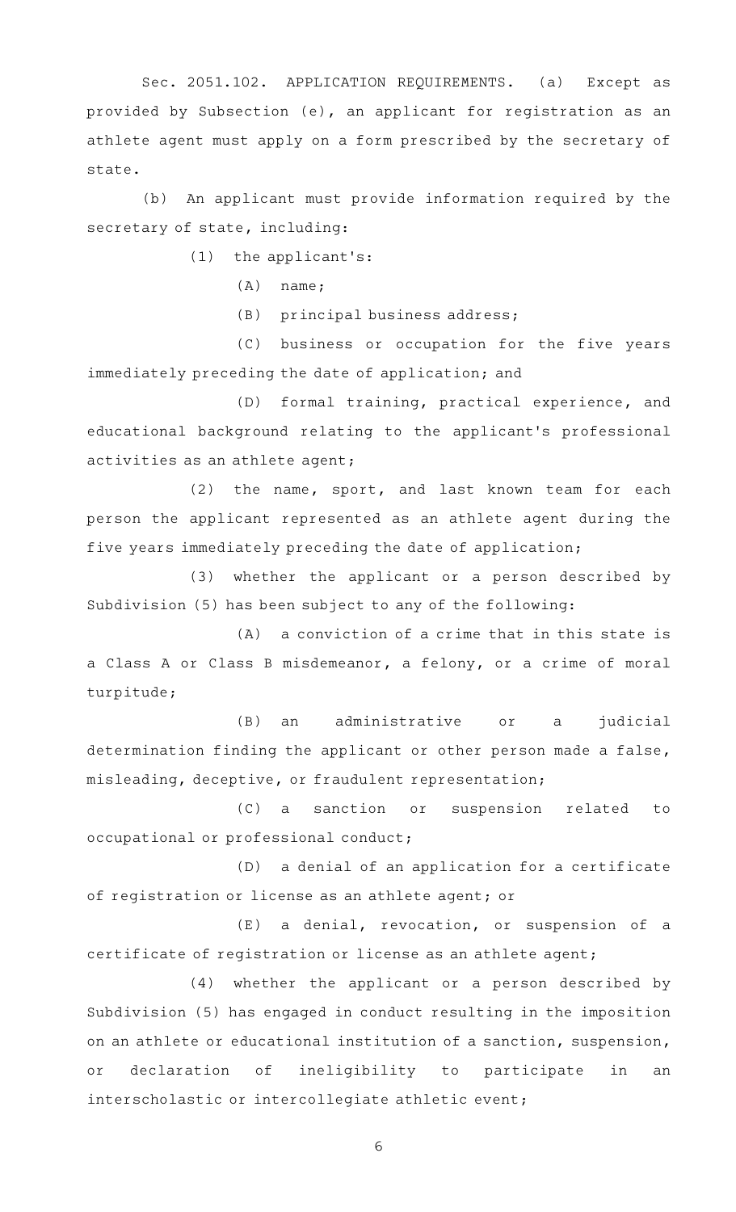Sec. 2051.102. APPLICATION REQUIREMENTS. (a) Except as provided by Subsection (e), an applicant for registration as an athlete agent must apply on a form prescribed by the secretary of state.

(b) An applicant must provide information required by the secretary of state, including:

(1) the applicant's:

(A) name;

(B) principal business address;

(C) business or occupation for the five years immediately preceding the date of application; and

(D) formal training, practical experience, and educational background relating to the applicant's professional activities as an athlete agent;

(2) the name, sport, and last known team for each person the applicant represented as an athlete agent during the five years immediately preceding the date of application;

(3) whether the applicant or a person described by Subdivision (5) has been subject to any of the following:

(A) a conviction of a crime that in this state is a Class A or Class B misdemeanor, a felony, or a crime of moral turpitude;

(B) an administrative or a judicial determination finding the applicant or other person made a false, misleading, deceptive, or fraudulent representation;

(C) a sanction or suspension related to occupational or professional conduct;

(D) a denial of an application for a certificate of registration or license as an athlete agent; or

(E) a denial, revocation, or suspension of a certificate of registration or license as an athlete agent;

(4) whether the applicant or a person described by Subdivision (5) has engaged in conduct resulting in the imposition on an athlete or educational institution of a sanction, suspension, or declaration of ineligibility to participate in an interscholastic or intercollegiate athletic event;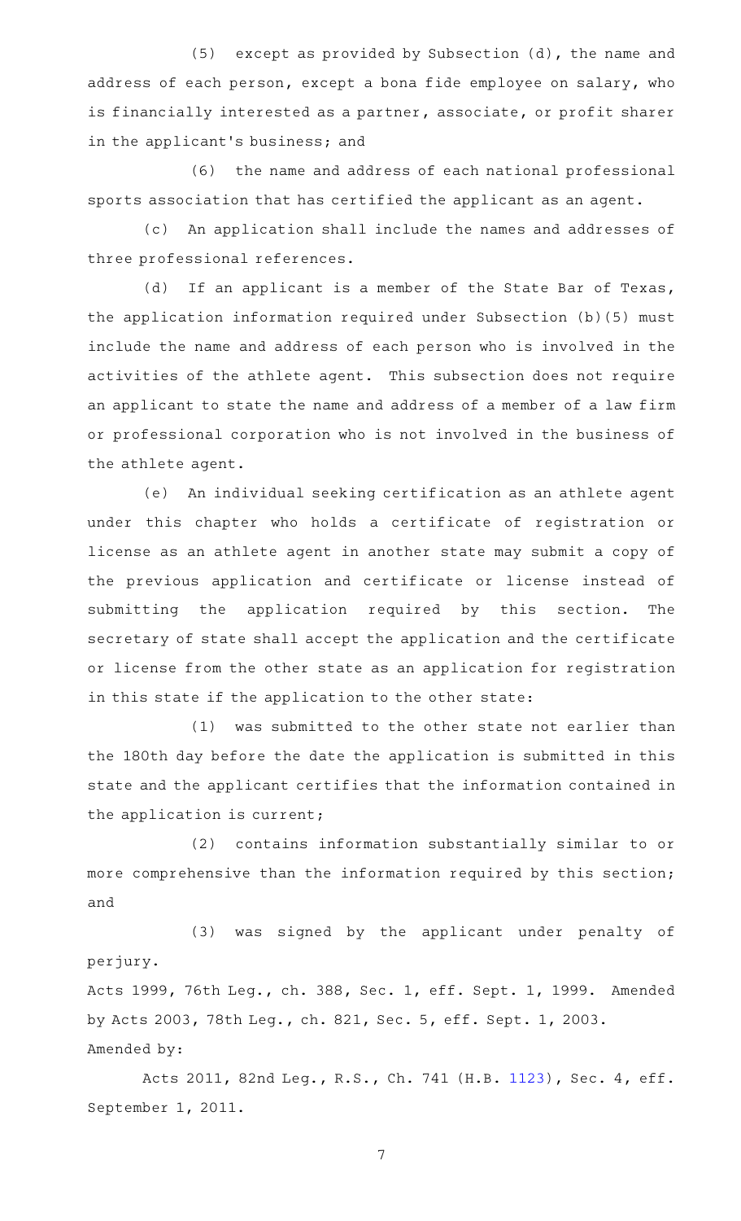(5) except as provided by Subsection (d), the name and address of each person, except a bona fide employee on salary, who is financially interested as a partner, associate, or profit sharer in the applicant's business; and

(6) the name and address of each national professional sports association that has certified the applicant as an agent.

(c) An application shall include the names and addresses of three professional references.

(d) If an applicant is a member of the State Bar of Texas, the application information required under Subsection (b)(5) must include the name and address of each person who is involved in the activities of the athlete agent. This subsection does not require an applicant to state the name and address of a member of a law firm or professional corporation who is not involved in the business of the athlete agent.

(e) An individual seeking certification as an athlete agent under this chapter who holds a certificate of registration or license as an athlete agent in another state may submit a copy of the previous application and certificate or license instead of submitting the application required by this section. The secretary of state shall accept the application and the certificate or license from the other state as an application for registration in this state if the application to the other state:

(1) was submitted to the other state not earlier than the 180th day before the date the application is submitted in this state and the applicant certifies that the information contained in the application is current;

(2) contains information substantially similar to or more comprehensive than the information required by this section; and

(3) was signed by the applicant under penalty of perjury.

Acts 1999, 76th Leg., ch. 388, Sec. 1, eff. Sept. 1, 1999. Amended by Acts 2003, 78th Leg., ch. 821, Sec. 5, eff. Sept. 1, 2003.
Amended by:

Acts 2011, 82nd Leg., R.S., Ch. 741 (H.B. 1123), Sec. 4, eff. September 1, 2011.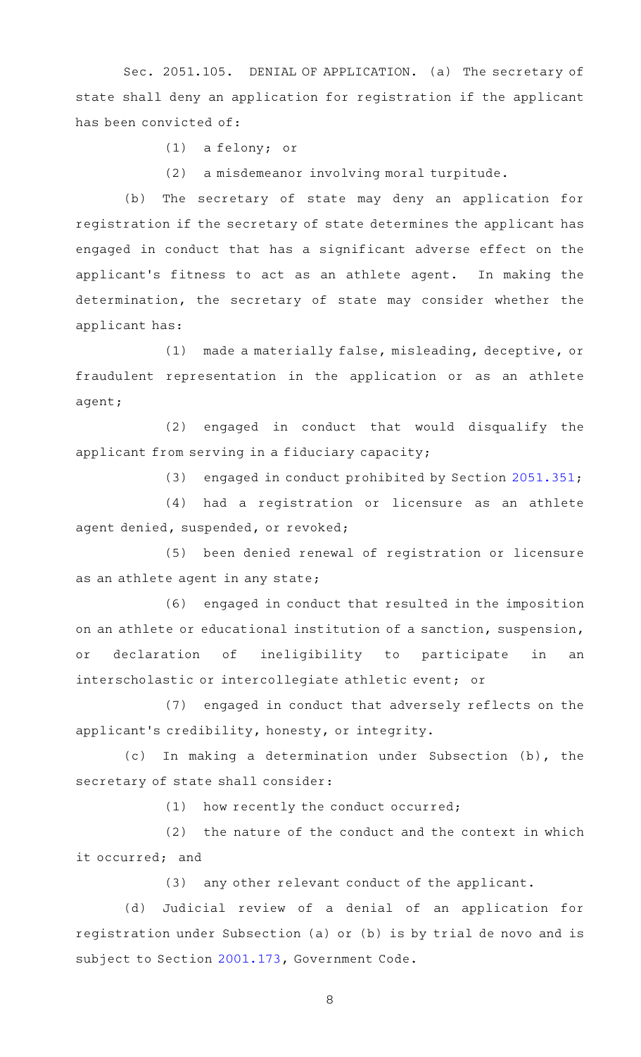Sec. 2051.105. DENIAL OF APPLICATION. (a) The secretary of state shall deny an application for registration if the applicant has been convicted of:

(1) a felony; or

(2) a misdemeanor involving moral turpitude.

(b) The secretary of state may deny an application for registration if the secretary of state determines the applicant has engaged in conduct that has a significant adverse effect on the applicant's fitness to act as an athlete agent. In making the determination, the secretary of state may consider whether the applicant has:

(1) made a materially false, misleading, deceptive, or fraudulent representation in the application or as an athlete agent;

(2) engaged in conduct that would disqualify the applicant from serving in a fiduciary capacity;

(3) engaged in conduct prohibited by Section 2051.351;

(4) had a registration or licensure as an athlete agent denied, suspended, or revoked;

(5) been denied renewal of registration or licensure as an athlete agent in any state;

(6) engaged in conduct that resulted in the imposition on an athlete or educational institution of a sanction, suspension, or declaration of ineligibility to participate in an interscholastic or intercollegiate athletic event; or

(7) engaged in conduct that adversely reflects on the applicant's credibility, honesty, or integrity.

(c) In making a determination under Subsection (b), the secretary of state shall consider:

(1) how recently the conduct occurred;

(2) the nature of the conduct and the context in which it occurred; and

(3) any other relevant conduct of the applicant.

(d) Judicial review of a denial of an application for registration under Subsection (a) or (b) is by trial de novo and is subject to Section 2001.173, Government Code.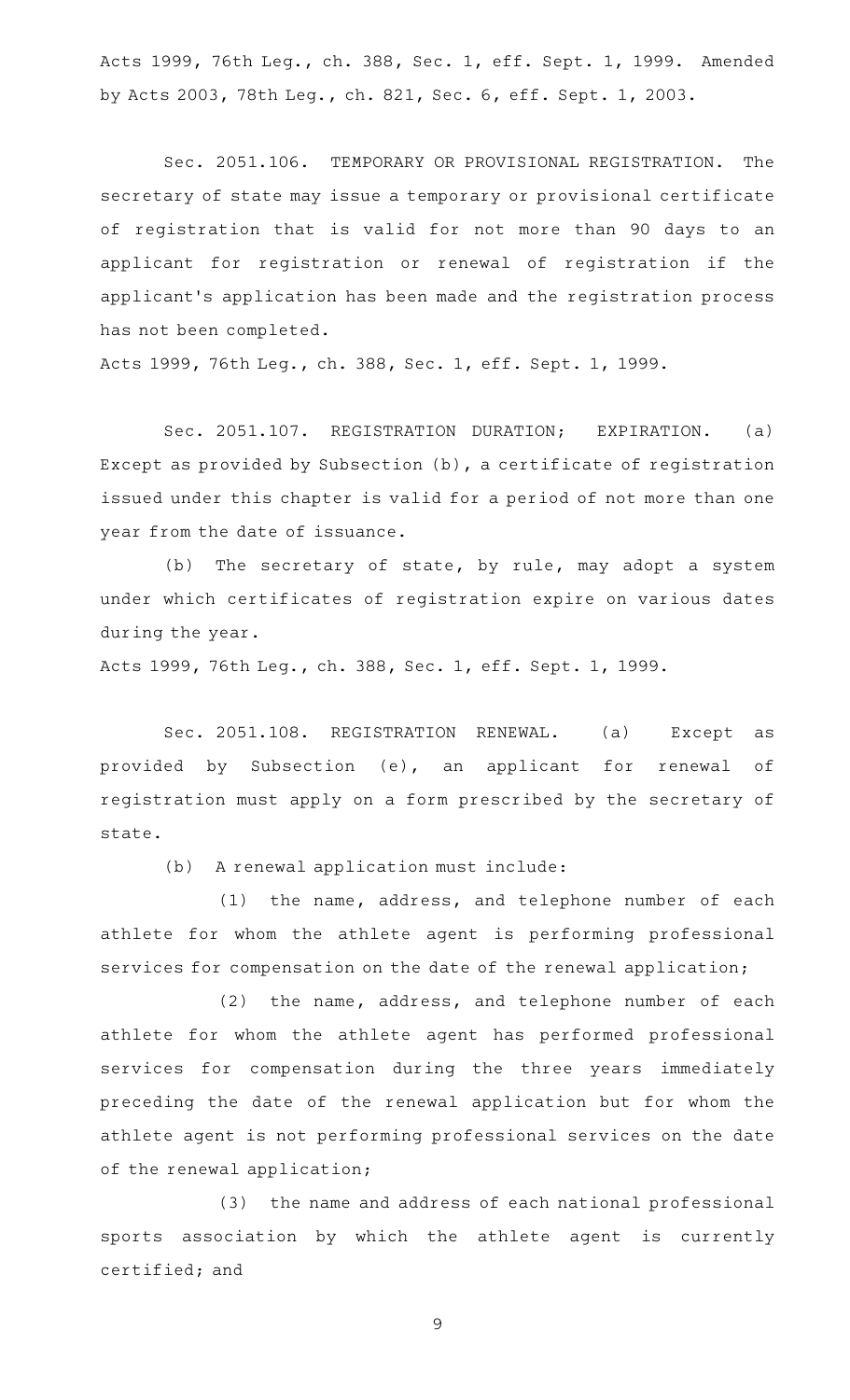Acts 1999, 76th Leg., ch. 388, Sec. 1, eff. Sept. 1, 1999. Amended by Acts 2003, 78th Leg., ch. 821, Sec. 6, eff. Sept. 1, 2003.

Sec. 2051.106. TEMPORARY OR PROVISIONAL REGISTRATION. The secretary of state may issue a temporary or provisional certificate of registration that is valid for not more than 90 days to an applicant for registration or renewal of registration if the applicant's application has been made and the registration process has not been completed.

Acts 1999, 76th Leg., ch. 388, Sec. 1, eff. Sept. 1, 1999.

Sec. 2051.107. REGISTRATION DURATION; EXPIRATION. (a) Except as provided by Subsection (b), a certificate of registration issued under this chapter is valid for a period of not more than one year from the date of issuance.

(b) The secretary of state, by rule, may adopt a system under which certificates of registration expire on various dates during the year.

Acts 1999, 76th Leg., ch. 388, Sec. 1, eff. Sept. 1, 1999.

Sec. 2051.108. REGISTRATION RENEWAL. (a) Except as provided by Subsection (e), an applicant for renewal of registration must apply on a form prescribed by the secretary of state.

(b) A renewal application must include:

(1) the name, address, and telephone number of each athlete for whom the athlete agent is performing professional services for compensation on the date of the renewal application;

(2) the name, address, and telephone number of each athlete for whom the athlete agent has performed professional services for compensation during the three years immediately preceding the date of the renewal application but for whom the athlete agent is not performing professional services on the date of the renewal application;

(3) the name and address of each national professional sports association by which the athlete agent is currently certified; and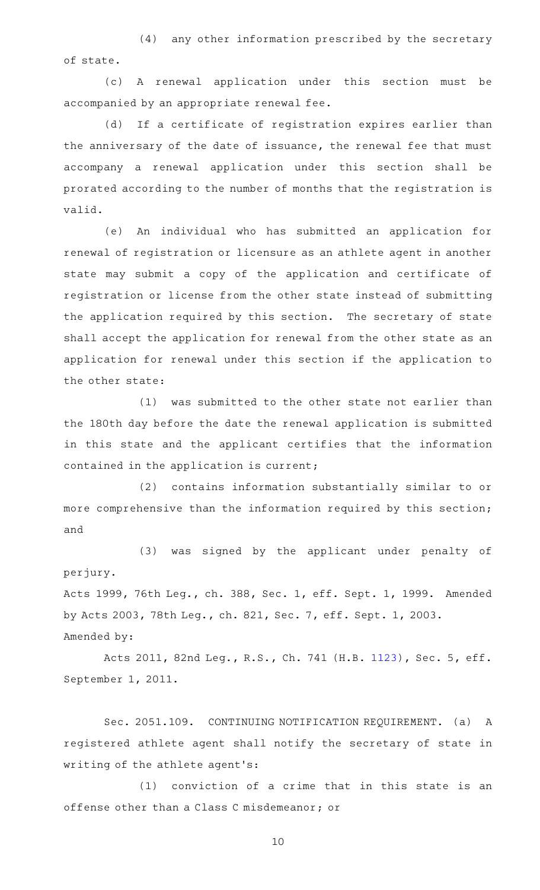(4) any other information prescribed by the secretary of state.

(c) A renewal application under this section must be accompanied by an appropriate renewal fee.

(d) If a certificate of registration expires earlier than the anniversary of the date of issuance, the renewal fee that must accompany a renewal application under this section shall be prorated according to the number of months that the registration is valid.

(e) An individual who has submitted an application for renewal of registration or licensure as an athlete agent in another state may submit a copy of the application and certificate of registration or license from the other state instead of submitting the application required by this section. The secretary of state shall accept the application for renewal from the other state as an application for renewal under this section if the application to the other state:

(1) was submitted to the other state not earlier than the 180th day before the date the renewal application is submitted in this state and the applicant certifies that the information contained in the application is current;

(2) contains information substantially similar to or more comprehensive than the information required by this section; and

(3) was signed by the applicant under penalty of perjury.

Acts 1999, 76th Leg., ch. 388, Sec. 1, eff. Sept. 1, 1999. Amended by Acts 2003, 78th Leg., ch. 821, Sec. 7, eff. Sept. 1, 2003.

Amended by:

Acts 2011, 82nd Leg., R.S., Ch. 741 (H.B. 1123), Sec. 5, eff. September 1, 2011.

Sec. 2051.109. CONTINUING NOTIFICATION REQUIREMENT. (a) A registered athlete agent shall notify the secretary of state in writing of the athlete agent's:

(1) conviction of a crime that in this state is an offense other than a Class C misdemeanor; or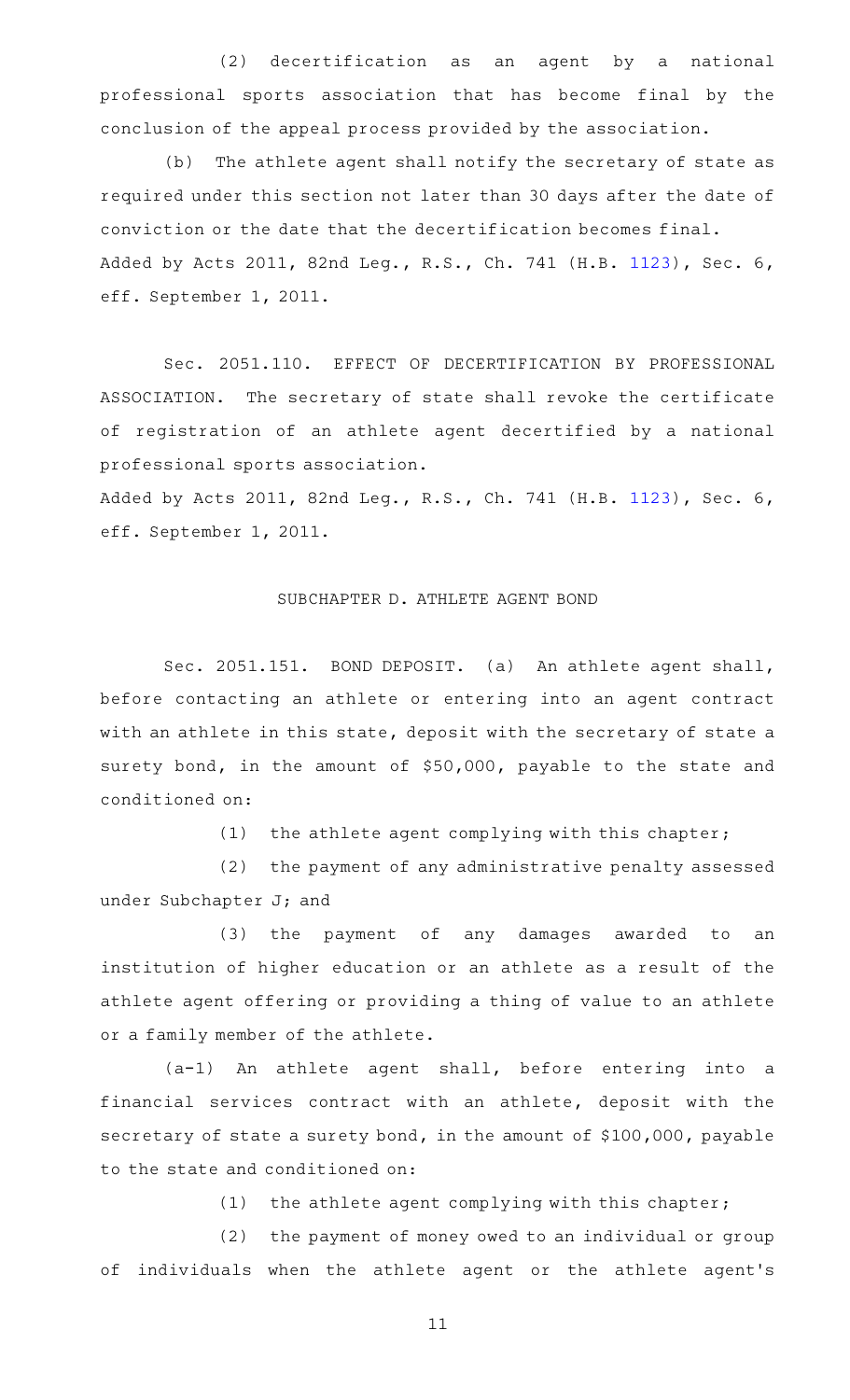(2) decertification as an agent by a national professional sports association that has become final by the conclusion of the appeal process provided by the association.

(b) The athlete agent shall notify the secretary of state as required under this section not later than 30 days after the date of conviction or the date that the decertification becomes final.

Added by Acts 2011, 82nd Leg., R.S., Ch. 741 (H.B. 1123), Sec. 6, eff. September 1, 2011.

Sec. 2051.110. EFFECT OF DECERTIFICATION BY PROFESSIONAL ASSOCIATION. The secretary of state shall revoke the certificate of registration of an athlete agent decertified by a national professional sports association.

Added by Acts 2011, 82nd Leg., R.S., Ch. 741 (H.B. 1123), Sec. 6, eff. September 1, 2011.

## SUBCHAPTER D. ATHLETE AGENT BOND

Sec. 2051.151. BOND DEPOSIT. (a) An athlete agent shall, before contacting an athlete or entering into an agent contract with an athlete in this state, deposit with the secretary of state a surety bond, in the amount of $50,000, payable to the state and conditioned on:

(1) the athlete agent complying with this chapter;

(2) the payment of any administrative penalty assessed under Subchapter J; and

(3) the payment of any damages awarded to an institution of higher education or an athlete as a result of the athlete agent offering or providing a thing of value to an athlete or a family member of the athlete.

(a-1) An athlete agent shall, before entering into a financial services contract with an athlete, deposit with the secretary of state a surety bond, in the amount of $100,000, payable to the state and conditioned on:

(1) the athlete agent complying with this chapter;

(2) the payment of money owed to an individual or group of individuals when the athlete agent or the athlete agent's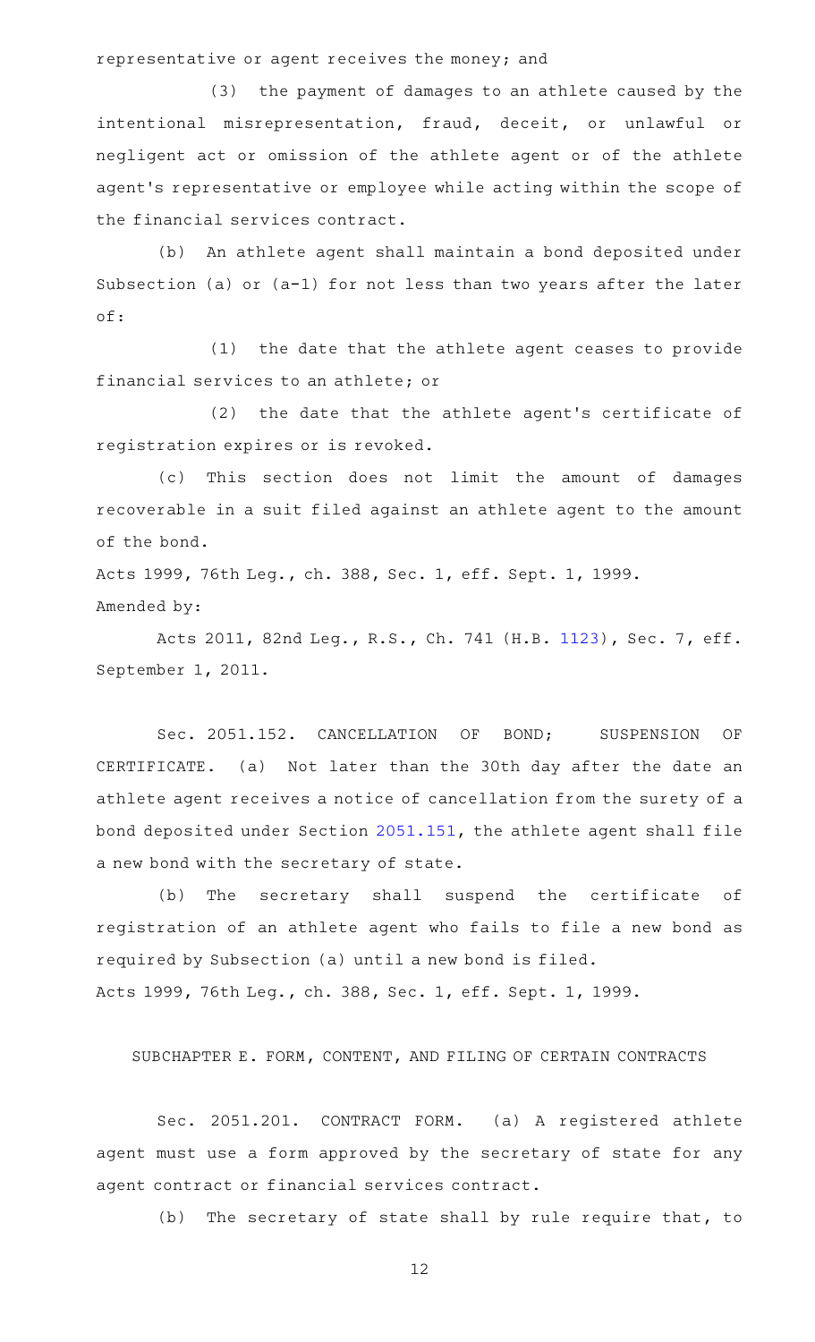representative or agent receives the money; and

(3) the payment of damages to an athlete caused by the intentional misrepresentation, fraud, deceit, or unlawful or negligent act or omission of the athlete agent or of the athlete agent's representative or employee while acting within the scope of the financial services contract.

(b) An athlete agent shall maintain a bond deposited under Subsection (a) or (a-1) for not less than two years after the later of:

(1) the date that the athlete agent ceases to provide financial services to an athlete; or

(2) the date that the athlete agent's certificate of registration expires or is revoked.

(c) This section does not limit the amount of damages recoverable in a suit filed against an athlete agent to the amount of the bond.

Acts 1999, 76th Leg., ch. 388, Sec. 1, eff. Sept. 1, 1999.

Amended by:

Acts 2011, 82nd Leg., R.S., Ch. 741 (H.B. 1123), Sec. 7, eff. September 1, 2011.

Sec. 2051.152. CANCELLATION OF BOND; SUSPENSION OF CERTIFICATE. (a) Not later than the 30th day after the date an athlete agent receives a notice of cancellation from the surety of a bond deposited under Section 2051.151, the athlete agent shall file a new bond with the secretary of state.

(b) The secretary shall suspend the certificate of registration of an athlete agent who fails to file a new bond as required by Subsection (a) until a new bond is filed.

Acts 1999, 76th Leg., ch. 388, Sec. 1, eff. Sept. 1, 1999.

SUBCHAPTER E. FORM, CONTENT, AND FILING OF CERTAIN CONTRACTS

Sec. 2051.201. CONTRACT FORM. (a) A registered athlete agent must use a form approved by the secretary of state for any agent contract or financial services contract.

(b) The secretary of state shall by rule require that, to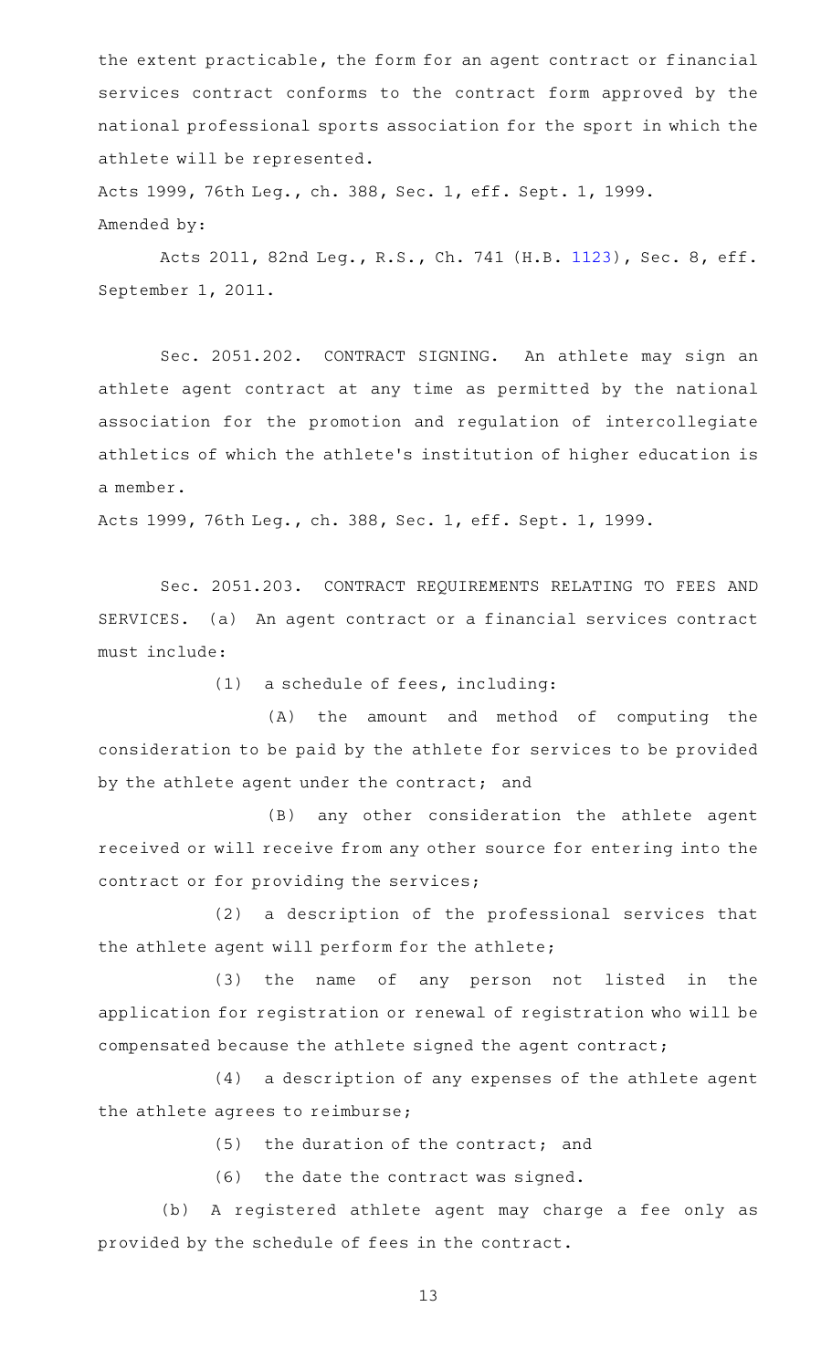the extent practicable, the form for an agent contract or financial services contract conforms to the contract form approved by the national professional sports association for the sport in which the athlete will be represented.

Acts 1999, 76th Leg., ch. 388, Sec. 1, eff. Sept. 1, 1999.
Amended by:

Acts 2011, 82nd Leg., R.S., Ch. 741 (H.B. 1123), Sec. 8, eff. September 1, 2011.

Sec. 2051.202. CONTRACT SIGNING. An athlete may sign an athlete agent contract at any time as permitted by the national association for the promotion and regulation of intercollegiate athletics of which the athlete's institution of higher education is a member.

Acts 1999, 76th Leg., ch. 388, Sec. 1, eff. Sept. 1, 1999.

Sec. 2051.203. CONTRACT REQUIREMENTS RELATING TO FEES AND SERVICES. (a) An agent contract or a financial services contract must include:

(1) a schedule of fees, including:

(A) the amount and method of computing the consideration to be paid by the athlete for services to be provided by the athlete agent under the contract; and

(B) any other consideration the athlete agent received or will receive from any other source for entering into the contract or for providing the services;

(2) a description of the professional services that the athlete agent will perform for the athlete;

(3) the name of any person not listed in the application for registration or renewal of registration who will be compensated because the athlete signed the agent contract;

(4) a description of any expenses of the athlete agent the athlete agrees to reimburse;

(5) the duration of the contract; and

(6) the date the contract was signed.

(b) A registered athlete agent may charge a fee only as provided by the schedule of fees in the contract.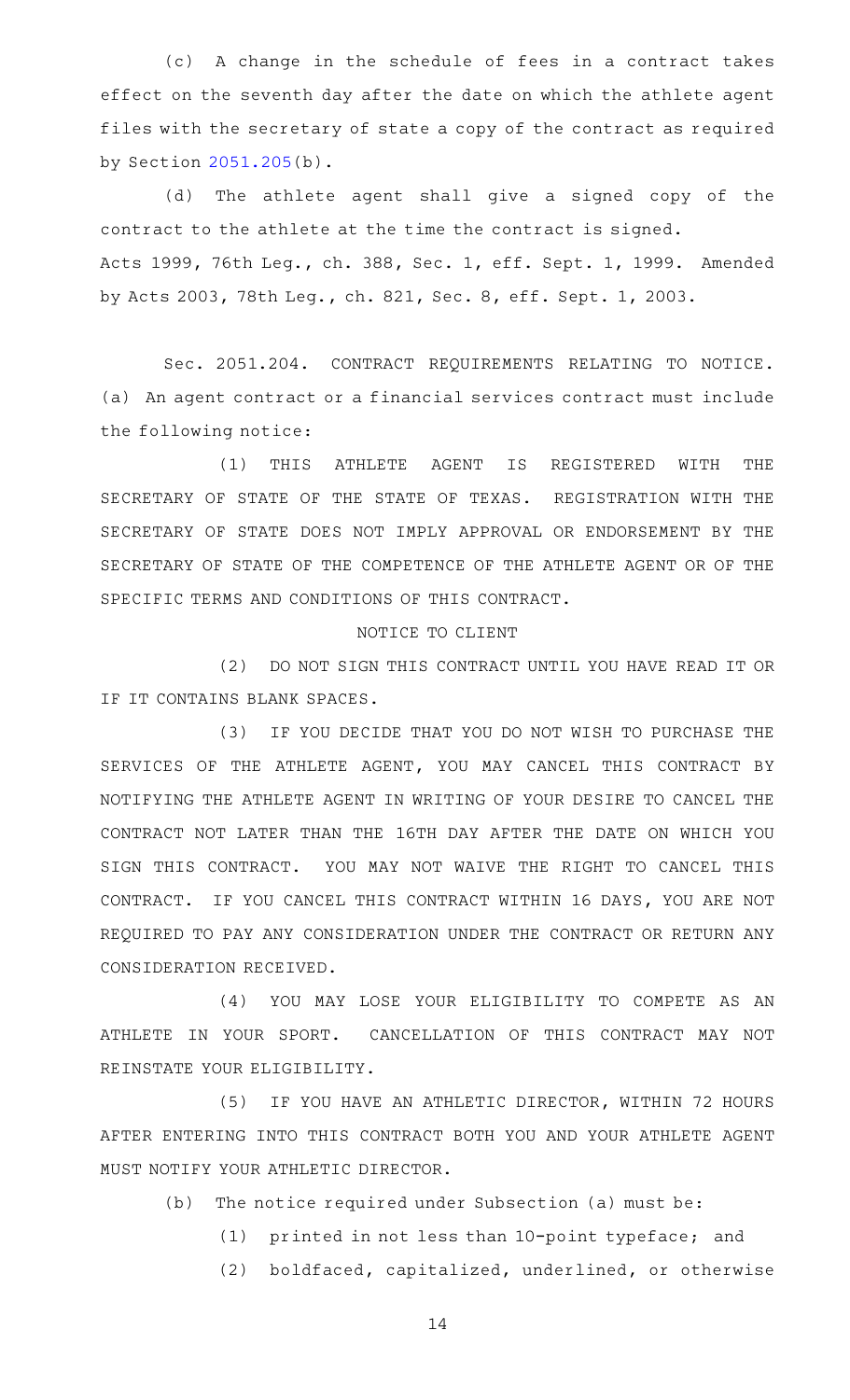(c) A change in the schedule of fees in a contract takes effect on the seventh day after the date on which the athlete agent files with the secretary of state a copy of the contract as required by Section 2051.205(b).

(d) The athlete agent shall give a signed copy of the contract to the athlete at the time the contract is signed.

Acts 1999, 76th Leg., ch. 388, Sec. 1, eff. Sept. 1, 1999. Amended by Acts 2003, 78th Leg., ch. 821, Sec. 8, eff. Sept. 1, 2003.

Sec. 2051.204. CONTRACT REQUIREMENTS RELATING TO NOTICE. (a) An agent contract or a financial services contract must include the following notice:

(1) THIS ATHLETE AGENT IS REGISTERED WITH THE SECRETARY OF STATE OF THE STATE OF TEXAS. REGISTRATION WITH THE SECRETARY OF STATE DOES NOT IMPLY APPROVAL OR ENDORSEMENT BY THE SECRETARY OF STATE OF THE COMPETENCE OF THE ATHLETE AGENT OR OF THE SPECIFIC TERMS AND CONDITIONS OF THIS CONTRACT.

NOTICE TO CLIENT

(2) DO NOT SIGN THIS CONTRACT UNTIL YOU HAVE READ IT OR IF IT CONTAINS BLANK SPACES.

(3) IF YOU DECIDE THAT YOU DO NOT WISH TO PURCHASE THE SERVICES OF THE ATHLETE AGENT, YOU MAY CANCEL THIS CONTRACT BY NOTIFYING THE ATHLETE AGENT IN WRITING OF YOUR DESIRE TO CANCEL THE CONTRACT NOT LATER THAN THE 16TH DAY AFTER THE DATE ON WHICH YOU SIGN THIS CONTRACT. YOU MAY NOT WAIVE THE RIGHT TO CANCEL THIS CONTRACT. IF YOU CANCEL THIS CONTRACT WITHIN 16 DAYS, YOU ARE NOT REQUIRED TO PAY ANY CONSIDERATION UNDER THE CONTRACT OR RETURN ANY CONSIDERATION RECEIVED.

(4) YOU MAY LOSE YOUR ELIGIBILITY TO COMPETE AS AN ATHLETE IN YOUR SPORT. CANCELLATION OF THIS CONTRACT MAY NOT REINSTATE YOUR ELIGIBILITY.

(5) IF YOU HAVE AN ATHLETIC DIRECTOR, WITHIN 72 HOURS AFTER ENTERING INTO THIS CONTRACT BOTH YOU AND YOUR ATHLETE AGENT MUST NOTIFY YOUR ATHLETIC DIRECTOR.

(b) The notice required under Subsection (a) must be:

(1) printed in not less than 10-point typeface; and

(2) boldfaced, capitalized, underlined, or otherwise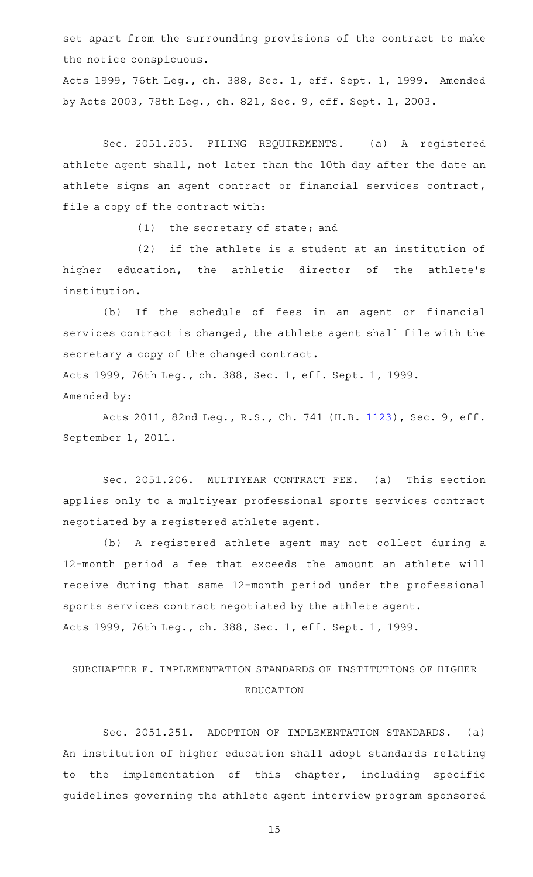set apart from the surrounding provisions of the contract to make the notice conspicuous.

Acts 1999, 76th Leg., ch. 388, Sec. 1, eff. Sept. 1, 1999. Amended by Acts 2003, 78th Leg., ch. 821, Sec. 9, eff. Sept. 1, 2003.

Sec. 2051.205. FILING REQUIREMENTS. (a) A registered athlete agent shall, not later than the 10th day after the date an athlete signs an agent contract or financial services contract, file a copy of the contract with:

(1) the secretary of state; and

(2) if the athlete is a student at an institution of higher education, the athletic director of the athlete's institution.

(b) If the schedule of fees in an agent or financial services contract is changed, the athlete agent shall file with the secretary a copy of the changed contract.

Acts 1999, 76th Leg., ch. 388, Sec. 1, eff. Sept. 1, 1999.

Amended by:

Acts 2011, 82nd Leg., R.S., Ch. 741 (H.B. 1123), Sec. 9, eff. September 1, 2011.

Sec. 2051.206. MULTIYEAR CONTRACT FEE. (a) This section applies only to a multiyear professional sports services contract negotiated by a registered athlete agent.

(b) A registered athlete agent may not collect during a 12-month period a fee that exceeds the amount an athlete will receive during that same 12-month period under the professional sports services contract negotiated by the athlete agent.

Acts 1999, 76th Leg., ch. 388, Sec. 1, eff. Sept. 1, 1999.

## SUBCHAPTER F. IMPLEMENTATION STANDARDS OF INSTITUTIONS OF HIGHER EDUCATION

Sec. 2051.251. ADOPTION OF IMPLEMENTATION STANDARDS. (a) An institution of higher education shall adopt standards relating to the implementation of this chapter, including specific guidelines governing the athlete agent interview program sponsored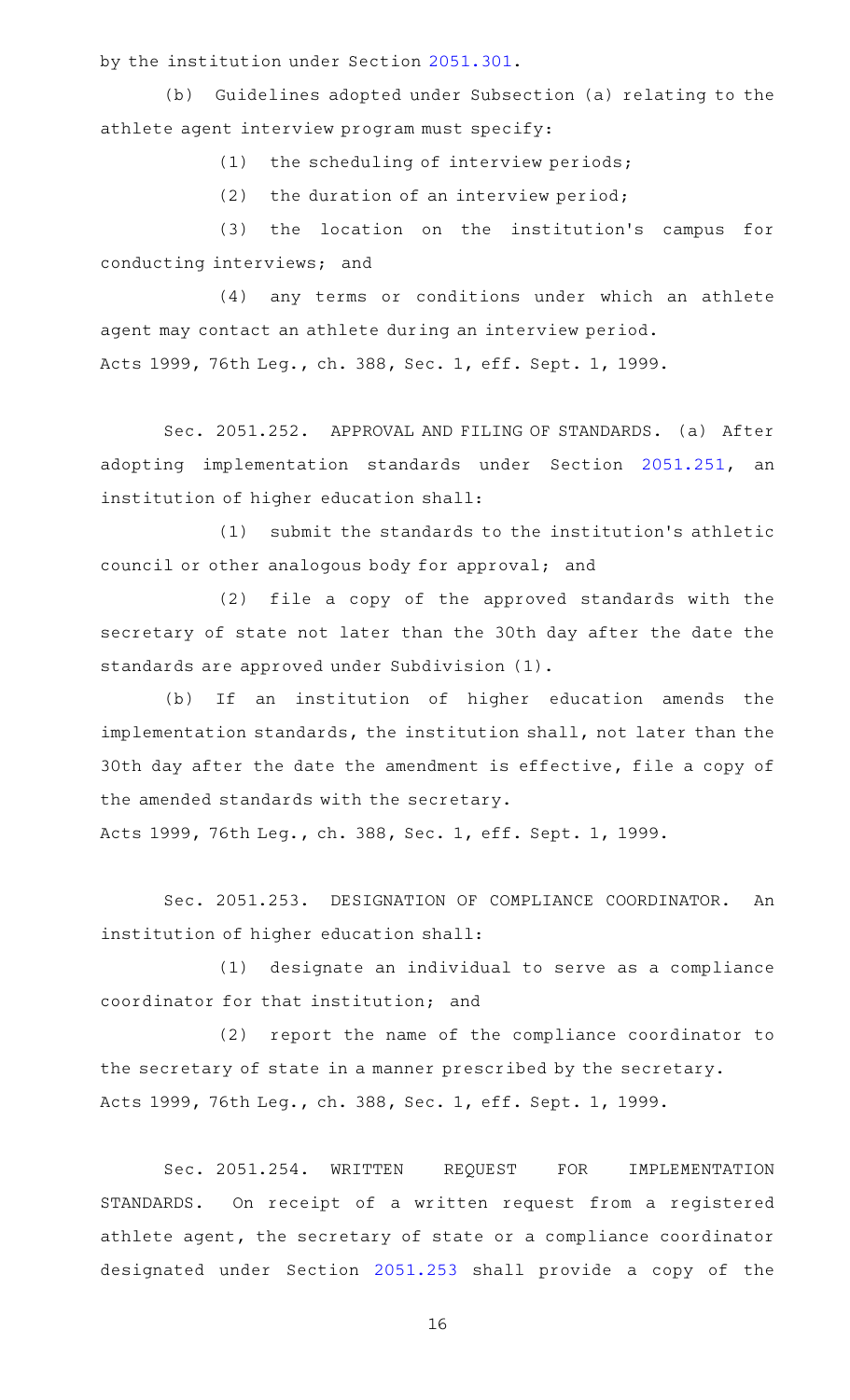by the institution under Section 2051.301.

(b) Guidelines adopted under Subsection (a) relating to the athlete agent interview program must specify:

(1) the scheduling of interview periods;

(2) the duration of an interview period;

(3) the location on the institution's campus for conducting interviews; and

(4) any terms or conditions under which an athlete agent may contact an athlete during an interview period.

Acts 1999, 76th Leg., ch. 388, Sec. 1, eff. Sept. 1, 1999.

Sec. 2051.252. APPROVAL AND FILING OF STANDARDS. (a) After adopting implementation standards under Section 2051.251, an institution of higher education shall:

(1) submit the standards to the institution's athletic council or other analogous body for approval; and

(2) file a copy of the approved standards with the secretary of state not later than the 30th day after the date the standards are approved under Subdivision (1).

(b) If an institution of higher education amends the implementation standards, the institution shall, not later than the 30th day after the date the amendment is effective, file a copy of the amended standards with the secretary.

Acts 1999, 76th Leg., ch. 388, Sec. 1, eff. Sept. 1, 1999.

Sec. 2051.253. DESIGNATION OF COMPLIANCE COORDINATOR. An institution of higher education shall:

(1) designate an individual to serve as a compliance coordinator for that institution; and

(2) report the name of the compliance coordinator to the secretary of state in a manner prescribed by the secretary.

Acts 1999, 76th Leg., ch. 388, Sec. 1, eff. Sept. 1, 1999.

Sec. 2051.254. WRITTEN REQUEST FOR IMPLEMENTATION STANDARDS. On receipt of a written request from a registered athlete agent, the secretary of state or a compliance coordinator designated under Section 2051.253 shall provide a copy of the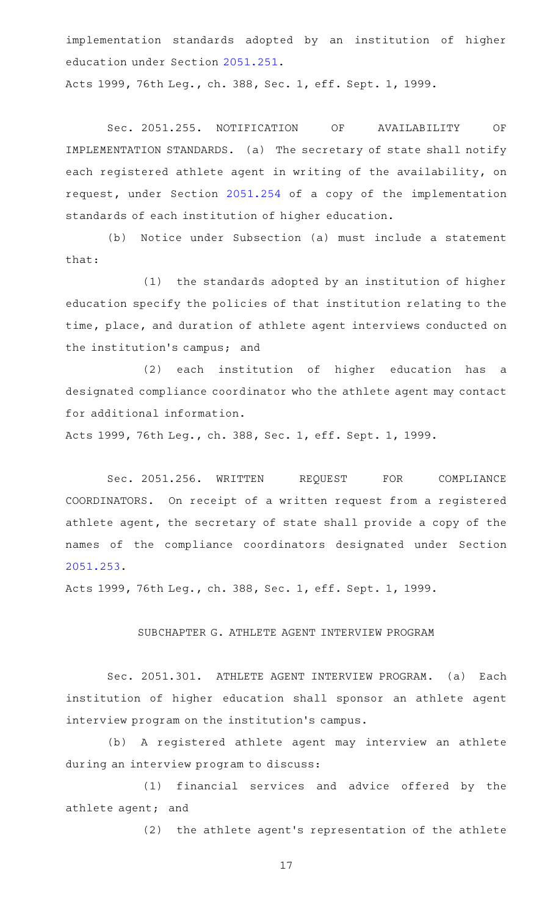implementation standards adopted by an institution of higher education under Section 2051.251.

Acts 1999, 76th Leg., ch. 388, Sec. 1, eff. Sept. 1, 1999.

Sec. 2051.255. NOTIFICATION OF AVAILABILITY OF IMPLEMENTATION STANDARDS. (a) The secretary of state shall notify each registered athlete agent in writing of the availability, on request, under Section 2051.254 of a copy of the implementation standards of each institution of higher education.

(b) Notice under Subsection (a) must include a statement that:

(1) the standards adopted by an institution of higher education specify the policies of that institution relating to the time, place, and duration of athlete agent interviews conducted on the institution's campus; and

(2) each institution of higher education has a designated compliance coordinator who the athlete agent may contact for additional information.

Acts 1999, 76th Leg., ch. 388, Sec. 1, eff. Sept. 1, 1999.

Sec. 2051.256. WRITTEN REQUEST FOR COMPLIANCE COORDINATORS. On receipt of a written request from a registered athlete agent, the secretary of state shall provide a copy of the names of the compliance coordinators designated under Section 2051.253.

Acts 1999, 76th Leg., ch. 388, Sec. 1, eff. Sept. 1, 1999.

SUBCHAPTER G. ATHLETE AGENT INTERVIEW PROGRAM

Sec. 2051.301. ATHLETE AGENT INTERVIEW PROGRAM. (a) Each institution of higher education shall sponsor an athlete agent interview program on the institution's campus.

(b) A registered athlete agent may interview an athlete during an interview program to discuss:

(1) financial services and advice offered by the athlete agent; and

(2) the athlete agent's representation of the athlete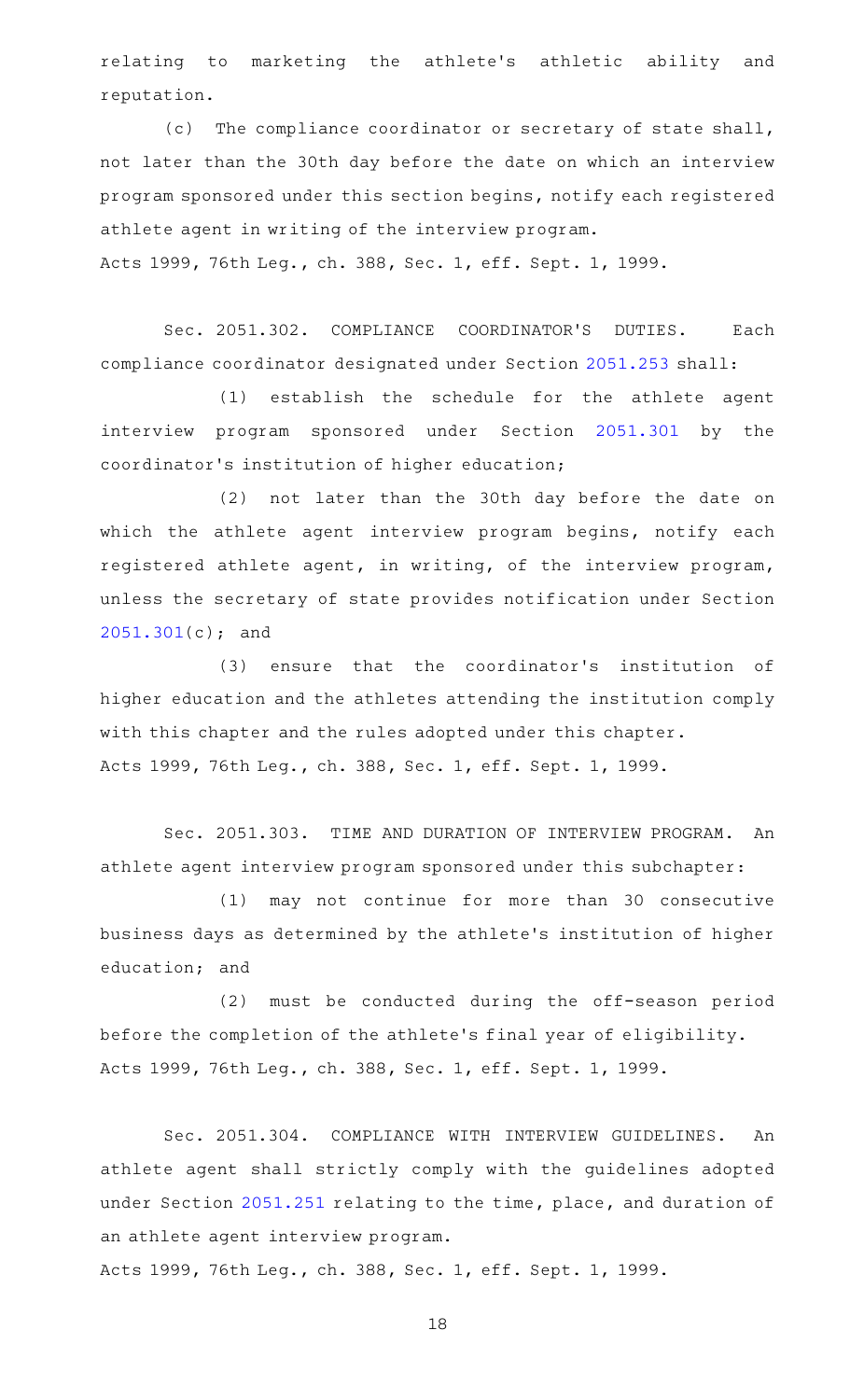relating to marketing the athlete's athletic ability and reputation.

(c) The compliance coordinator or secretary of state shall, not later than the 30th day before the date on which an interview program sponsored under this section begins, notify each registered athlete agent in writing of the interview program.

Acts 1999, 76th Leg., ch. 388, Sec. 1, eff. Sept. 1, 1999.

Sec. 2051.302. COMPLIANCE COORDINATOR'S DUTIES. Each compliance coordinator designated under Section 2051.253 shall:

(1) establish the schedule for the athlete agent interview program sponsored under Section 2051.301 by the coordinator's institution of higher education;

(2) not later than the 30th day before the date on which the athlete agent interview program begins, notify each registered athlete agent, in writing, of the interview program, unless the secretary of state provides notification under Section 2051.301(c); and

(3) ensure that the coordinator's institution of higher education and the athletes attending the institution comply with this chapter and the rules adopted under this chapter.

Acts 1999, 76th Leg., ch. 388, Sec. 1, eff. Sept. 1, 1999.

Sec. 2051.303. TIME AND DURATION OF INTERVIEW PROGRAM. An athlete agent interview program sponsored under this subchapter:

(1) may not continue for more than 30 consecutive business days as determined by the athlete's institution of higher education; and

(2) must be conducted during the off-season period before the completion of the athlete's final year of eligibility.

Acts 1999, 76th Leg., ch. 388, Sec. 1, eff. Sept. 1, 1999.

Sec. 2051.304. COMPLIANCE WITH INTERVIEW GUIDELINES. An athlete agent shall strictly comply with the guidelines adopted under Section 2051.251 relating to the time, place, and duration of an athlete agent interview program.

Acts 1999, 76th Leg., ch. 388, Sec. 1, eff. Sept. 1, 1999.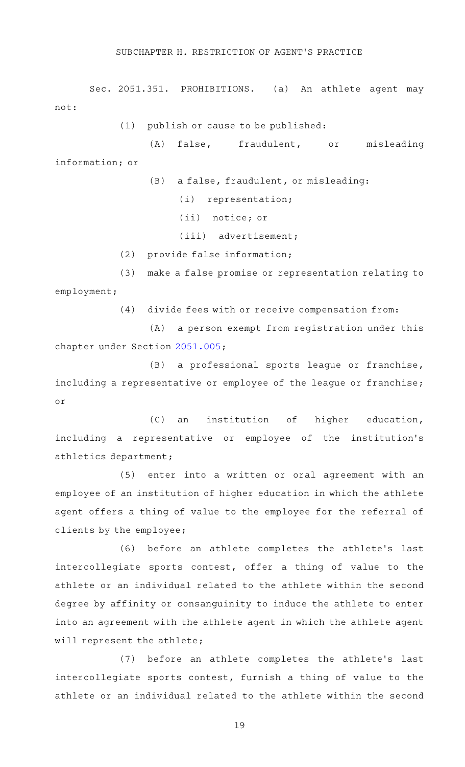## SUBCHAPTER H. RESTRICTION OF AGENT'S PRACTICE

Sec. 2051.351. PROHIBITIONS. (a) An athlete agent may not:

(1) publish or cause to be published:

(A) false, fraudulent, or misleading information; or

(B) a false, fraudulent, or misleading:

(i) representation;

(ii) notice; or

(iii) advertisement;

(2) provide false information;

(3) make a false promise or representation relating to employment;

(4) divide fees with or receive compensation from:

(A) a person exempt from registration under this chapter under Section 2051.005;

(B) a professional sports league or franchise, including a representative or employee of the league or franchise; or

(C) an institution of higher education, including a representative or employee of the institution's athletics department;

(5) enter into a written or oral agreement with an employee of an institution of higher education in which the athlete agent offers a thing of value to the employee for the referral of clients by the employee;

(6) before an athlete completes the athlete's last intercollegiate sports contest, offer a thing of value to the athlete or an individual related to the athlete within the second degree by affinity or consanguinity to induce the athlete to enter into an agreement with the athlete agent in which the athlete agent will represent the athlete;

(7) before an athlete completes the athlete's last intercollegiate sports contest, furnish a thing of value to the athlete or an individual related to the athlete within the second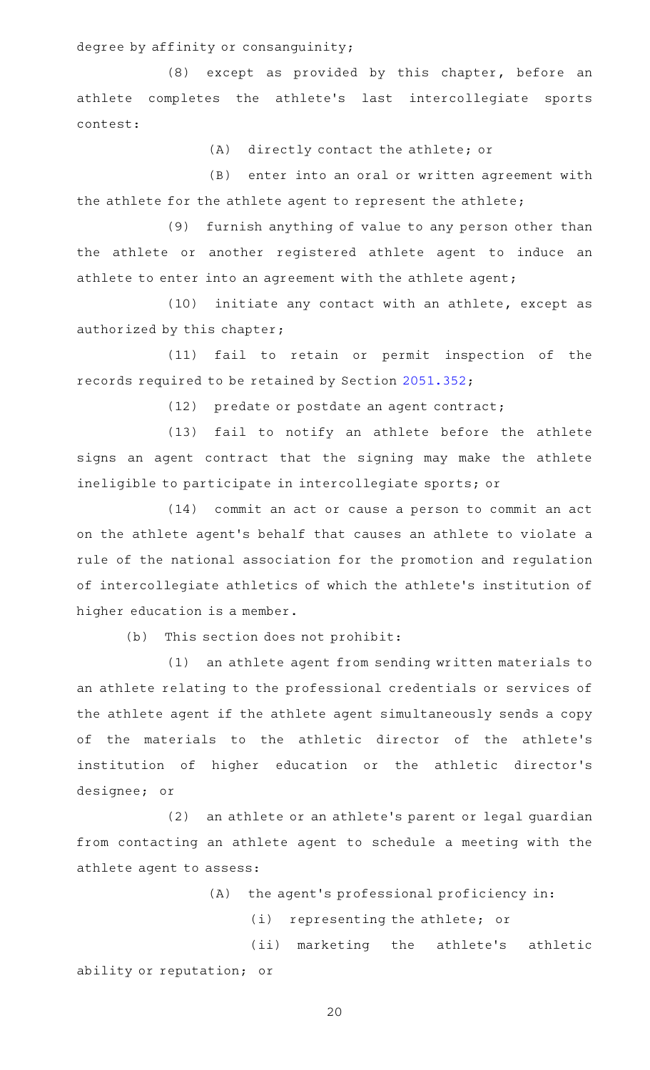degree by affinity or consanguinity;

(8) except as provided by this chapter, before an athlete completes the athlete's last intercollegiate sports contest:

(A) directly contact the athlete; or

(B) enter into an oral or written agreement with the athlete for the athlete agent to represent the athlete;

(9) furnish anything of value to any person other than the athlete or another registered athlete agent to induce an athlete to enter into an agreement with the athlete agent;

(10) initiate any contact with an athlete, except as authorized by this chapter;

(11) fail to retain or permit inspection of the records required to be retained by Section 2051.352;

(12) predate or postdate an agent contract;

(13) fail to notify an athlete before the athlete signs an agent contract that the signing may make the athlete ineligible to participate in intercollegiate sports; or

(14) commit an act or cause a person to commit an act on the athlete agent's behalf that causes an athlete to violate a rule of the national association for the promotion and regulation of intercollegiate athletics of which the athlete's institution of higher education is a member.

(b) This section does not prohibit:

(1) an athlete agent from sending written materials to an athlete relating to the professional credentials or services of the athlete agent if the athlete agent simultaneously sends a copy of the materials to the athletic director of the athlete's institution of higher education or the athletic director's designee; or

(2) an athlete or an athlete's parent or legal guardian from contacting an athlete agent to schedule a meeting with the athlete agent to assess:

(A) the agent's professional proficiency in:

(i) representing the athlete; or

(ii) marketing the athlete's athletic ability or reputation; or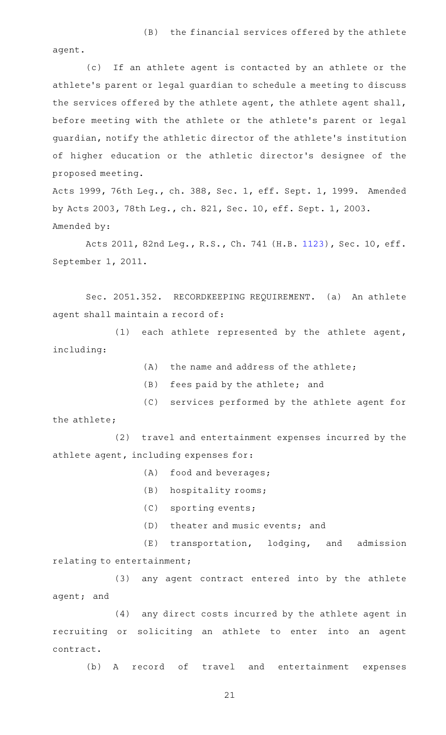(B) the financial services offered by the athlete agent.

(c) If an athlete agent is contacted by an athlete or the athlete's parent or legal guardian to schedule a meeting to discuss the services offered by the athlete agent, the athlete agent shall, before meeting with the athlete or the athlete's parent or legal guardian, notify the athletic director of the athlete's institution of higher education or the athletic director's designee of the proposed meeting.

Acts 1999, 76th Leg., ch. 388, Sec. 1, eff. Sept. 1, 1999. Amended by Acts 2003, 78th Leg., ch. 821, Sec. 10, eff. Sept. 1, 2003.

Amended by:

Acts 2011, 82nd Leg., R.S., Ch. 741 (H.B. 1123), Sec. 10, eff. September 1, 2011.

Sec. 2051.352. RECORDKEEPING REQUIREMENT. (a) An athlete agent shall maintain a record of:

(1) each athlete represented by the athlete agent, including:

(A) the name and address of the athlete;

(B) fees paid by the athlete; and

(C) services performed by the athlete agent for the athlete;

(2) travel and entertainment expenses incurred by the athlete agent, including expenses for:

(A) food and beverages;

(B) hospitality rooms;

(C) sporting events;

(D) theater and music events; and

(E) transportation, lodging, and admission relating to entertainment;

(3) any agent contract entered into by the athlete agent; and

(4) any direct costs incurred by the athlete agent in recruiting or soliciting an athlete to enter into an agent contract.

(b) A record of travel and entertainment expenses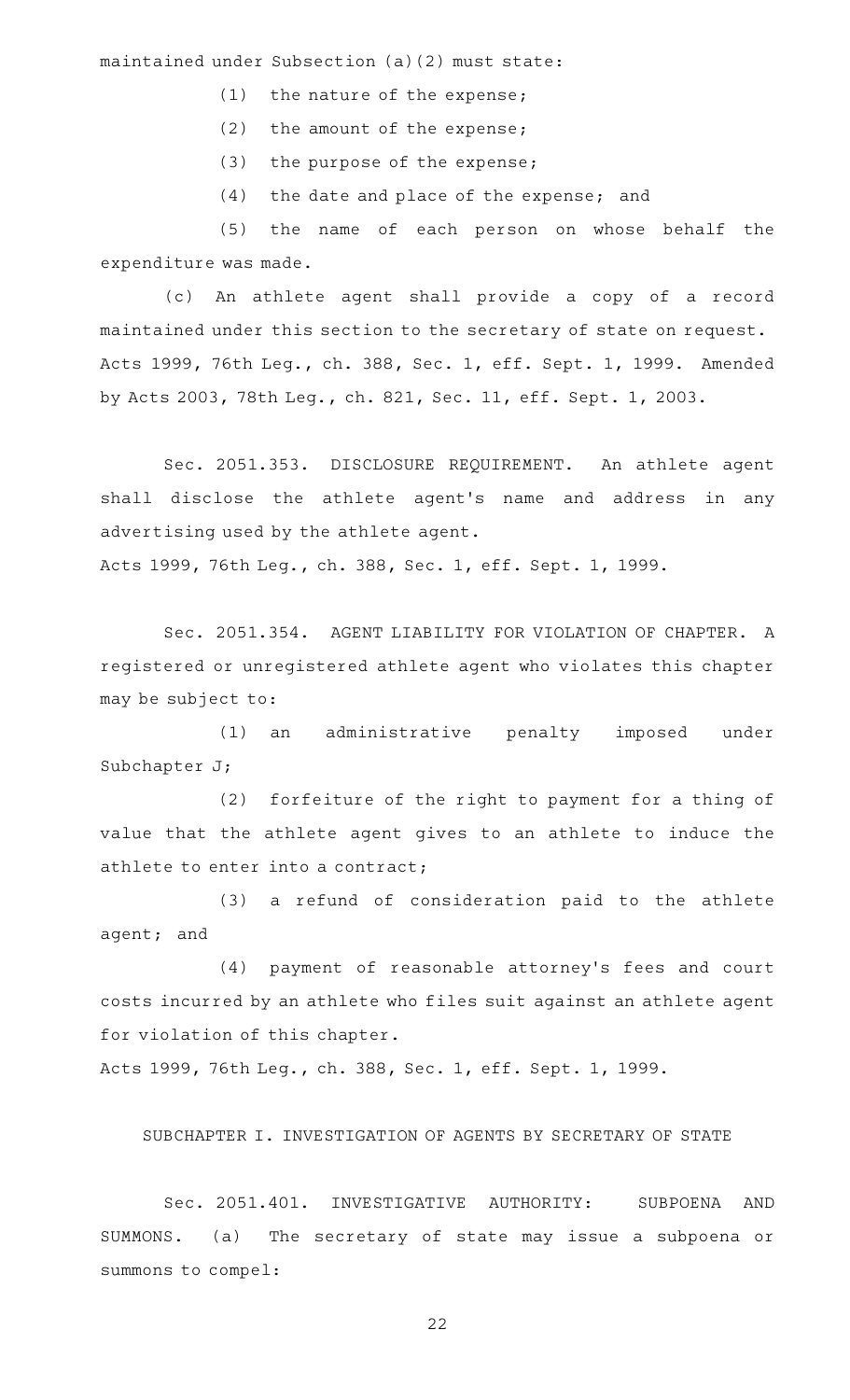maintained under Subsection (a)(2) must state:

(1) the nature of the expense;

(2) the amount of the expense;

(3) the purpose of the expense;

(4) the date and place of the expense; and

(5) the name of each person on whose behalf the expenditure was made.

(c) An athlete agent shall provide a copy of a record maintained under this section to the secretary of state on request.

Acts 1999, 76th Leg., ch. 388, Sec. 1, eff. Sept. 1, 1999. Amended by Acts 2003, 78th Leg., ch. 821, Sec. 11, eff. Sept. 1, 2003.

Sec. 2051.353. DISCLOSURE REQUIREMENT. An athlete agent shall disclose the athlete agent's name and address in any advertising used by the athlete agent.

Acts 1999, 76th Leg., ch. 388, Sec. 1, eff. Sept. 1, 1999.

Sec. 2051.354. AGENT LIABILITY FOR VIOLATION OF CHAPTER. A registered or unregistered athlete agent who violates this chapter may be subject to:

(1) an administrative penalty imposed under Subchapter J;

(2) forfeiture of the right to payment for a thing of value that the athlete agent gives to an athlete to induce the athlete to enter into a contract;

(3) a refund of consideration paid to the athlete agent; and

(4) payment of reasonable attorney's fees and court costs incurred by an athlete who files suit against an athlete agent for violation of this chapter.

Acts 1999, 76th Leg., ch. 388, Sec. 1, eff. Sept. 1, 1999.

SUBCHAPTER I. INVESTIGATION OF AGENTS BY SECRETARY OF STATE

Sec. 2051.401. INVESTIGATIVE AUTHORITY: SUBPOENA AND SUMMONS. (a) The secretary of state may issue a subpoena or summons to compel: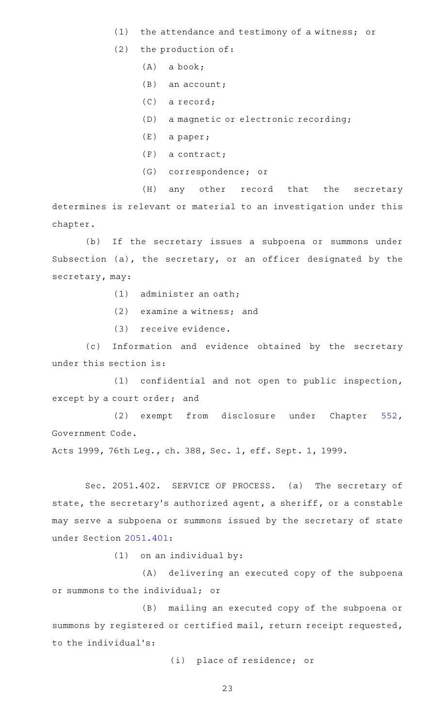(1) the attendance and testimony of a witness; or

(2) the production of:

(A) a book;

(B) an account;

(C) a record;

(D) a magnetic or electronic recording;

(E) a paper;

(F) a contract;

(G) correspondence; or

(H) any other record that the secretary determines is relevant or material to an investigation under this chapter.

(b) If the secretary issues a subpoena or summons under Subsection (a), the secretary, or an officer designated by the secretary, may:

(1) administer an oath;

(2) examine a witness; and

(3) receive evidence.

(c) Information and evidence obtained by the secretary under this section is:

(1) confidential and not open to public inspection, except by a court order; and

(2) exempt from disclosure under Chapter 552, Government Code.

Acts 1999, 76th Leg., ch. 388, Sec. 1, eff. Sept. 1, 1999.

Sec. 2051.402. SERVICE OF PROCESS. (a) The secretary of state, the secretary's authorized agent, a sheriff, or a constable may serve a subpoena or summons issued by the secretary of state under Section 2051.401:

(1) on an individual by:

(A) delivering an executed copy of the subpoena or summons to the individual; or

(B) mailing an executed copy of the subpoena or summons by registered or certified mail, return receipt requested, to the individual's:

(i) place of residence; or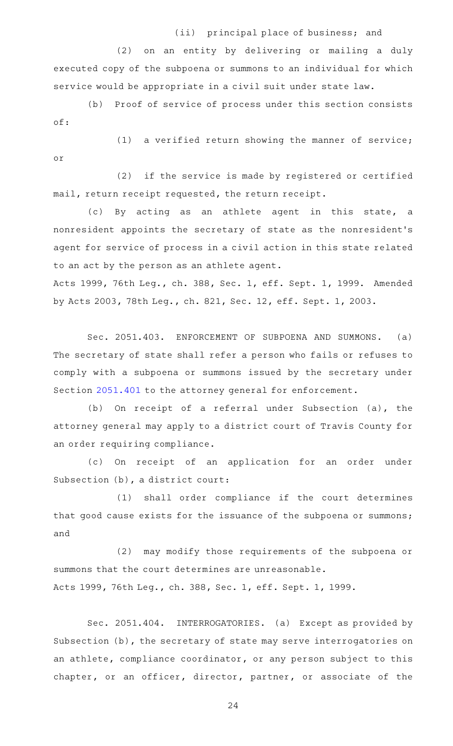(ii) principal place of business; and

(2) on an entity by delivering or mailing a duly executed copy of the subpoena or summons to an individual for which service would be appropriate in a civil suit under state law.

(b) Proof of service of process under this section consists of:

(1) a verified return showing the manner of service; or

(2) if the service is made by registered or certified mail, return receipt requested, the return receipt.

(c) By acting as an athlete agent in this state, a nonresident appoints the secretary of state as the nonresident's agent for service of process in a civil action in this state related to an act by the person as an athlete agent.

Acts 1999, 76th Leg., ch. 388, Sec. 1, eff. Sept. 1, 1999. Amended by Acts 2003, 78th Leg., ch. 821, Sec. 12, eff. Sept. 1, 2003.

Sec. 2051.403. ENFORCEMENT OF SUBPOENA AND SUMMONS. (a) The secretary of state shall refer a person who fails or refuses to comply with a subpoena or summons issued by the secretary under Section 2051.401 to the attorney general for enforcement.

(b) On receipt of a referral under Subsection (a), the attorney general may apply to a district court of Travis County for an order requiring compliance.

(c) On receipt of an application for an order under Subsection (b), a district court:

(1) shall order compliance if the court determines that good cause exists for the issuance of the subpoena or summons; and

(2) may modify those requirements of the subpoena or summons that the court determines are unreasonable.

Acts 1999, 76th Leg., ch. 388, Sec. 1, eff. Sept. 1, 1999.

Sec. 2051.404. INTERROGATORIES. (a) Except as provided by Subsection (b), the secretary of state may serve interrogatories on an athlete, compliance coordinator, or any person subject to this chapter, or an officer, director, partner, or associate of the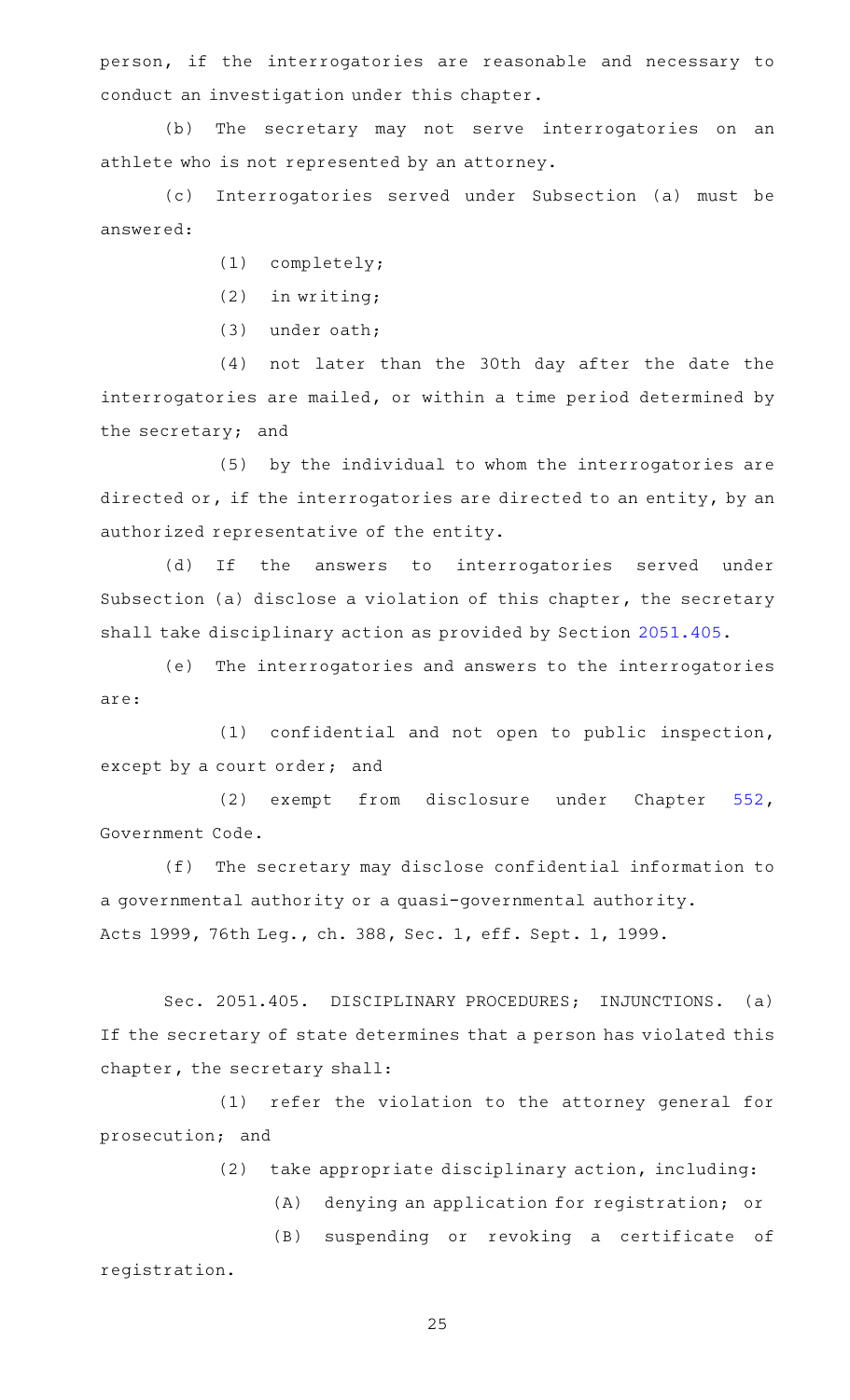person, if the interrogatories are reasonable and necessary to conduct an investigation under this chapter.

(b) The secretary may not serve interrogatories on an athlete who is not represented by an attorney.

(c) Interrogatories served under Subsection (a) must be answered:

(1) completely;

(2) in writing;

(3) under oath;

(4) not later than the 30th day after the date the interrogatories are mailed, or within a time period determined by the secretary; and

(5) by the individual to whom the interrogatories are directed or, if the interrogatories are directed to an entity, by an authorized representative of the entity.

(d) If the answers to interrogatories served under Subsection (a) disclose a violation of this chapter, the secretary shall take disciplinary action as provided by Section 2051.405.

(e) The interrogatories and answers to the interrogatories are:

(1) confidential and not open to public inspection, except by a court order; and

(2) exempt from disclosure under Chapter 552, Government Code.

(f) The secretary may disclose confidential information to a governmental authority or a quasi-governmental authority.

Acts 1999, 76th Leg., ch. 388, Sec. 1, eff. Sept. 1, 1999.

Sec. 2051.405. DISCIPLINARY PROCEDURES; INJUNCTIONS. (a) If the secretary of state determines that a person has violated this chapter, the secretary shall:

(1) refer the violation to the attorney general for prosecution; and

(2) take appropriate disciplinary action, including:

(A) denying an application for registration; or

(B) suspending or revoking a certificate of registration.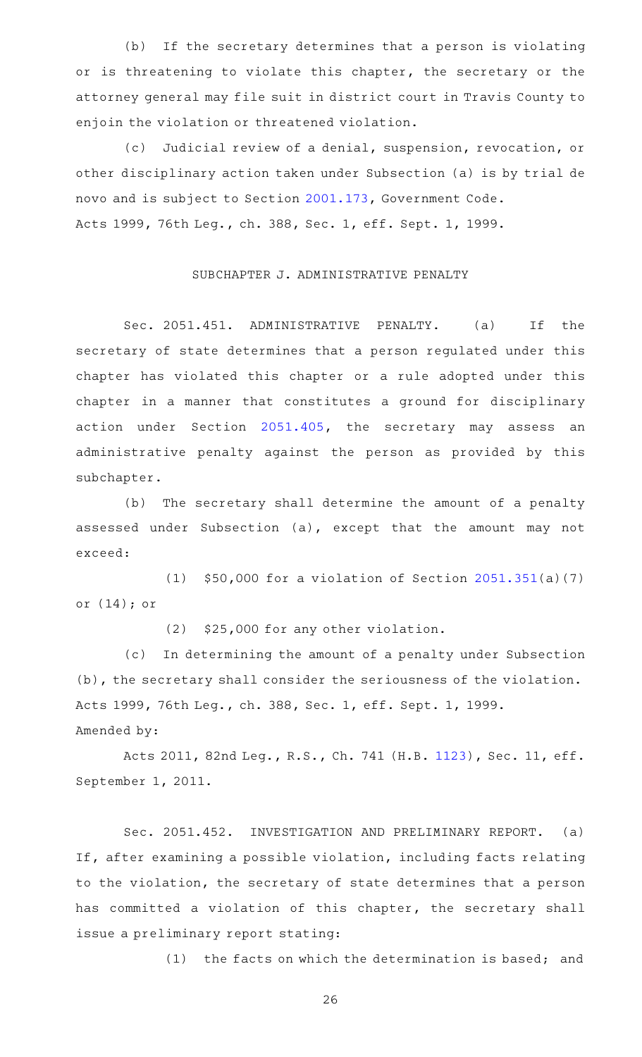(b) If the secretary determines that a person is violating or is threatening to violate this chapter, the secretary or the attorney general may file suit in district court in Travis County to enjoin the violation or threatened violation.

(c) Judicial review of a denial, suspension, revocation, or other disciplinary action taken under Subsection (a) is by trial de novo and is subject to Section 2001.173, Government Code.

Acts 1999, 76th Leg., ch. 388, Sec. 1, eff. Sept. 1, 1999.

## SUBCHAPTER J. ADMINISTRATIVE PENALTY

Sec. 2051.451. ADMINISTRATIVE PENALTY. (a) If the secretary of state determines that a person regulated under this chapter has violated this chapter or a rule adopted under this chapter in a manner that constitutes a ground for disciplinary action under Section 2051.405, the secretary may assess an administrative penalty against the person as provided by this subchapter.

(b) The secretary shall determine the amount of a penalty assessed under Subsection (a), except that the amount may not exceed:

(1) $50,000 for a violation of Section 2051.351(a)(7) or (14); or

(2) $25,000 for any other violation.

(c) In determining the amount of a penalty under Subsection (b), the secretary shall consider the seriousness of the violation.

Acts 1999, 76th Leg., ch. 388, Sec. 1, eff. Sept. 1, 1999.

Amended by:

Acts 2011, 82nd Leg., R.S., Ch. 741 (H.B. 1123), Sec. 11, eff. September 1, 2011.

Sec. 2051.452. INVESTIGATION AND PRELIMINARY REPORT. (a) If, after examining a possible violation, including facts relating to the violation, the secretary of state determines that a person has committed a violation of this chapter, the secretary shall issue a preliminary report stating:

(1) the facts on which the determination is based; and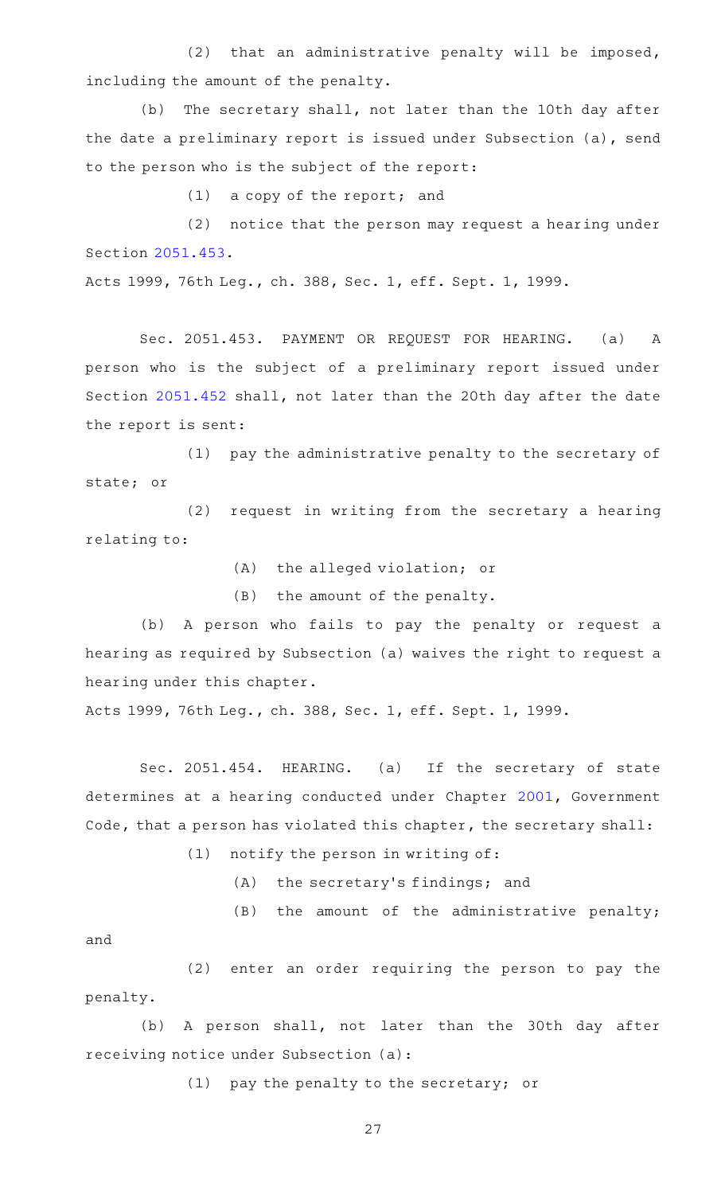(2) that an administrative penalty will be imposed, including the amount of the penalty.

(b) The secretary shall, not later than the 10th day after the date a preliminary report is issued under Subsection (a), send to the person who is the subject of the report:

(1) a copy of the report; and

(2) notice that the person may request a hearing under Section 2051.453.

Acts 1999, 76th Leg., ch. 388, Sec. 1, eff. Sept. 1, 1999.

Sec. 2051.453. PAYMENT OR REQUEST FOR HEARING. (a) A person who is the subject of a preliminary report issued under Section 2051.452 shall, not later than the 20th day after the date the report is sent:

(1) pay the administrative penalty to the secretary of state; or

(2) request in writing from the secretary a hearing relating to:

(A) the alleged violation; or

(B) the amount of the penalty.

(b) A person who fails to pay the penalty or request a hearing as required by Subsection (a) waives the right to request a hearing under this chapter.

Acts 1999, 76th Leg., ch. 388, Sec. 1, eff. Sept. 1, 1999.

Sec. 2051.454. HEARING. (a) If the secretary of state determines at a hearing conducted under Chapter 2001, Government Code, that a person has violated this chapter, the secretary shall:

(1) notify the person in writing of:

(A) the secretary's findings; and

(B) the amount of the administrative penalty; and

(2) enter an order requiring the person to pay the penalty.

(b) A person shall, not later than the 30th day after receiving notice under Subsection (a):

(1) pay the penalty to the secretary; or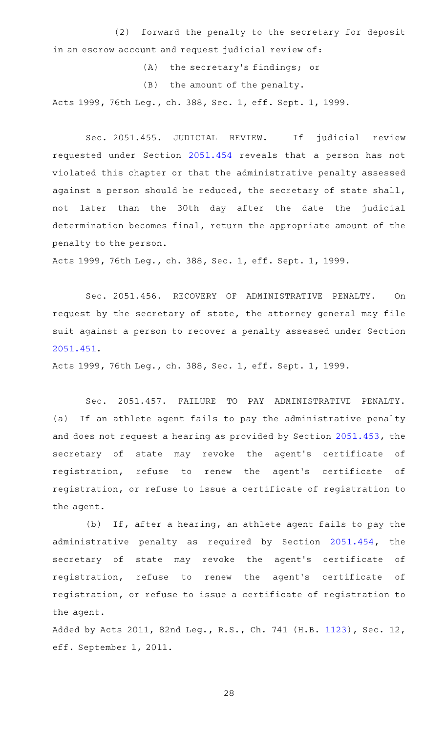(2) forward the penalty to the secretary for deposit in an escrow account and request judicial review of:

(A) the secretary's findings; or

(B) the amount of the penalty.

Acts 1999, 76th Leg., ch. 388, Sec. 1, eff. Sept. 1, 1999.

Sec. 2051.455. JUDICIAL REVIEW. If judicial review requested under Section 2051.454 reveals that a person has not violated this chapter or that the administrative penalty assessed against a person should be reduced, the secretary of state shall, not later than the 30th day after the date the judicial determination becomes final, return the appropriate amount of the penalty to the person.

Acts 1999, 76th Leg., ch. 388, Sec. 1, eff. Sept. 1, 1999.

Sec. 2051.456. RECOVERY OF ADMINISTRATIVE PENALTY. On request by the secretary of state, the attorney general may file suit against a person to recover a penalty assessed under Section 2051.451.

Acts 1999, 76th Leg., ch. 388, Sec. 1, eff. Sept. 1, 1999.

Sec. 2051.457. FAILURE TO PAY ADMINISTRATIVE PENALTY. (a) If an athlete agent fails to pay the administrative penalty and does not request a hearing as provided by Section 2051.453, the secretary of state may revoke the agent's certificate of registration, refuse to renew the agent's certificate of registration, or refuse to issue a certificate of registration to the agent.

(b) If, after a hearing, an athlete agent fails to pay the administrative penalty as required by Section 2051.454, the secretary of state may revoke the agent's certificate of registration, refuse to renew the agent's certificate of registration, or refuse to issue a certificate of registration to the agent.

Added by Acts 2011, 82nd Leg., R.S., Ch. 741 (H.B. 1123), Sec. 12, eff. September 1, 2011.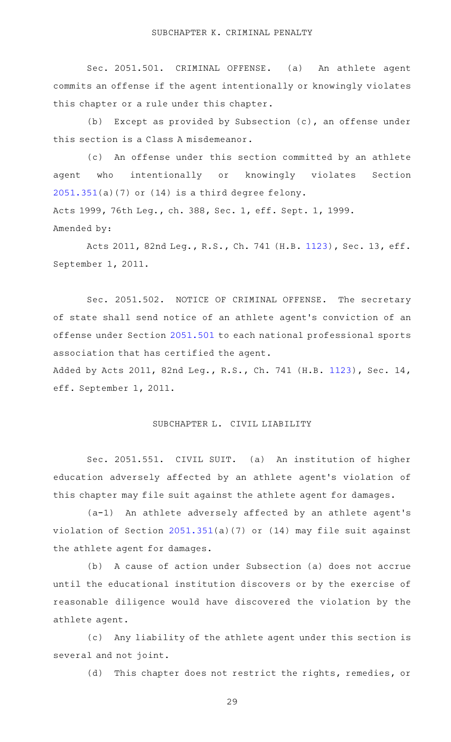## SUBCHAPTER K. CRIMINAL PENALTY

Sec. 2051.501. CRIMINAL OFFENSE. (a) An athlete agent commits an offense if the agent intentionally or knowingly violates this chapter or a rule under this chapter.

(b) Except as provided by Subsection (c), an offense under this section is a Class A misdemeanor.

(c) An offense under this section committed by an athlete agent who intentionally or knowingly violates Section 2051.351(a)(7) or (14) is a third degree felony.

Acts 1999, 76th Leg., ch. 388, Sec. 1, eff. Sept. 1, 1999.
Amended by:

Acts 2011, 82nd Leg., R.S., Ch. 741 (H.B. 1123), Sec. 13, eff. September 1, 2011.

Sec. 2051.502. NOTICE OF CRIMINAL OFFENSE. The secretary of state shall send notice of an athlete agent's conviction of an offense under Section 2051.501 to each national professional sports association that has certified the agent.

Added by Acts 2011, 82nd Leg., R.S., Ch. 741 (H.B. 1123), Sec. 14, eff. September 1, 2011.

## SUBCHAPTER L. CIVIL LIABILITY

Sec. 2051.551. CIVIL SUIT. (a) An institution of higher education adversely affected by an athlete agent's violation of this chapter may file suit against the athlete agent for damages.

(a-1) An athlete adversely affected by an athlete agent's violation of Section 2051.351(a)(7) or (14) may file suit against the athlete agent for damages.

(b) A cause of action under Subsection (a) does not accrue until the educational institution discovers or by the exercise of reasonable diligence would have discovered the violation by the athlete agent.

(c) Any liability of the athlete agent under this section is several and not joint.

(d) This chapter does not restrict the rights, remedies, or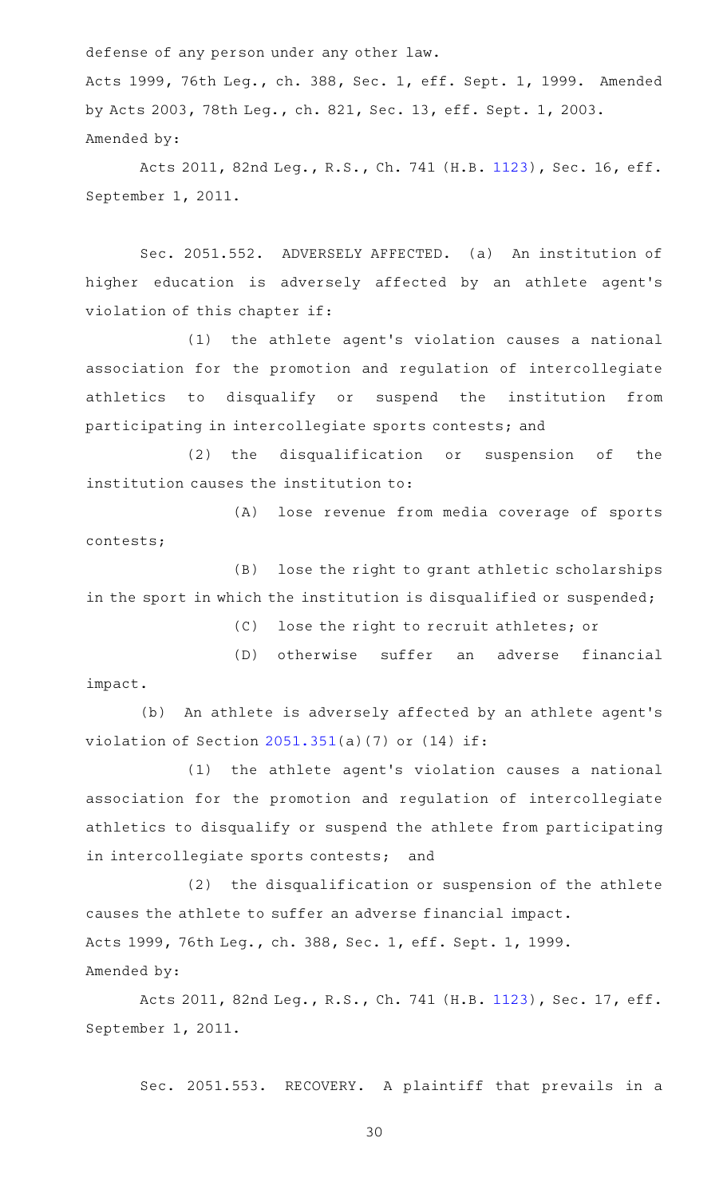defense of any person under any other law.

Acts 1999, 76th Leg., ch. 388, Sec. 1, eff. Sept. 1, 1999. Amended by Acts 2003, 78th Leg., ch. 821, Sec. 13, eff. Sept. 1, 2003.

Amended by:

Acts 2011, 82nd Leg., R.S., Ch. 741 (H.B. 1123), Sec. 16, eff. September 1, 2011.

Sec. 2051.552. ADVERSELY AFFECTED. (a) An institution of higher education is adversely affected by an athlete agent's violation of this chapter if:

(1) the athlete agent's violation causes a national association for the promotion and regulation of intercollegiate athletics to disqualify or suspend the institution from participating in intercollegiate sports contests; and

(2) the disqualification or suspension of the institution causes the institution to:

(A) lose revenue from media coverage of sports contests;

(B) lose the right to grant athletic scholarships in the sport in which the institution is disqualified or suspended;

(C) lose the right to recruit athletes; or

(D) otherwise suffer an adverse financial impact.

(b) An athlete is adversely affected by an athlete agent's violation of Section 2051.351(a)(7) or (14) if:

(1) the athlete agent's violation causes a national association for the promotion and regulation of intercollegiate athletics to disqualify or suspend the athlete from participating in intercollegiate sports contests; and

(2) the disqualification or suspension of the athlete causes the athlete to suffer an adverse financial impact.

Acts 1999, 76th Leg., ch. 388, Sec. 1, eff. Sept. 1, 1999.

Amended by:

Acts 2011, 82nd Leg., R.S., Ch. 741 (H.B. 1123), Sec. 17, eff. September 1, 2011.

Sec. 2051.553. RECOVERY. A plaintiff that prevails in a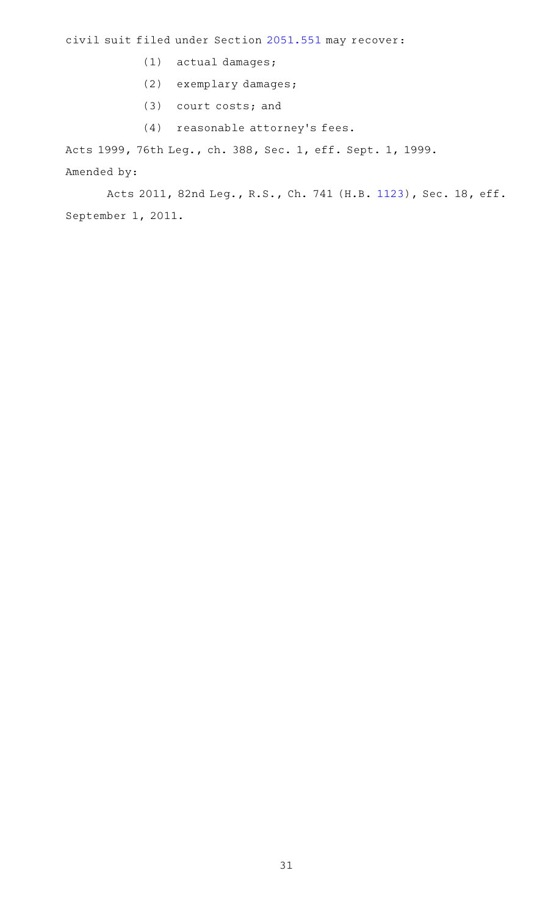civil suit filed under Section 2051.551 may recover:

(1) actual damages;

(2) exemplary damages;

(3) court costs; and

(4) reasonable attorney's fees.

Acts 1999, 76th Leg., ch. 388, Sec. 1, eff. Sept. 1, 1999.

Amended by:

Acts 2011, 82nd Leg., R.S., Ch. 741 (H.B. 1123), Sec. 18, eff. September 1, 2011.